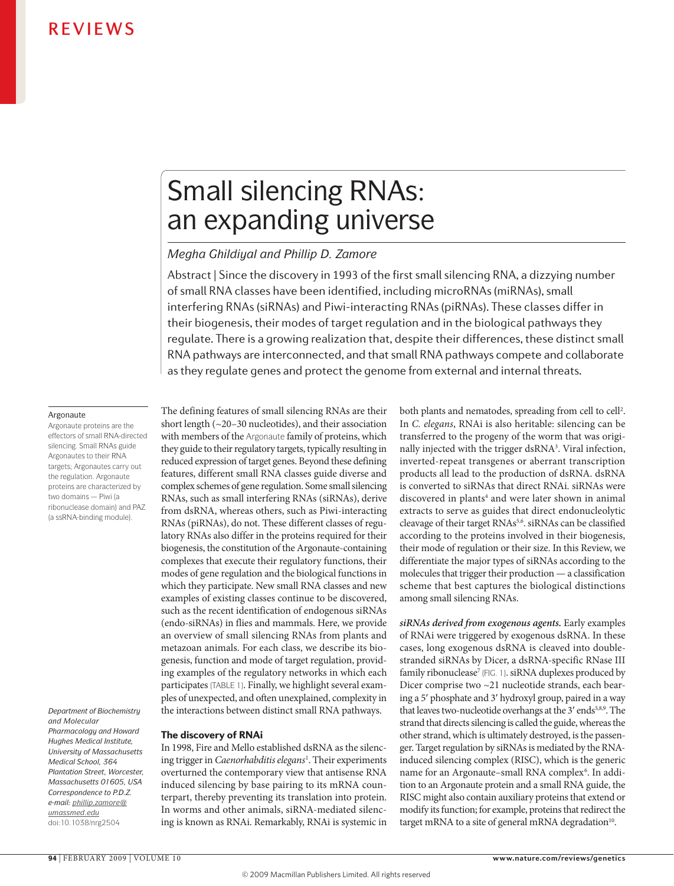# Small silencing RNAs: an expanding universe

*Megha Ghildiyal and Phillip D. Zamore*

Abstract | Since the discovery in 1993 of the first small silencing RNA, a dizzying number of small RNA classes have been identified, including microRNAs (miRNAs), small interfering RNAs (siRNAs) and Piwi-interacting RNAs (piRNAs). These classes differ in their biogenesis, their modes of target regulation and in the biological pathways they regulate. There is a growing realization that, despite their differences, these distinct small RNA pathways are interconnected, and that small RNA pathways compete and collaborate as they regulate genes and protect the genome from external and internal threats.

**Argonaute**
Argonaute proteins are the effectors of small RNA-directed silencing. Small RNAs guide Argonautes to their RNA targets; Argonautes carry out the regulation. Argonaute proteins are characterized by two domains — Piwi (a ribonuclease domain) and PAZ (a ssRNA-binding module).

*Department of Biochemistry and Molecular Pharmacology and Howard Hughes Medical Institute, University of Massachusetts Medical School, 364 Plantation Street, Worcester, Massachusetts 01605, USA*
*Correspondence to P.D.Z. e-mail: phillip.zamore@umassmed.edu*
doi:10.1038/nrg2504

The defining features of small silencing RNAs are their short length (~20–30 nucleotides), and their association with members of the Argonaute family of proteins, which they guide to their regulatory targets, typically resulting in reduced expression of target genes. Beyond these defining features, different small RNA classes guide diverse and complex schemes of gene regulation. Some small silencing RNAs, such as small interfering RNAs (siRNAs), derive from dsRNA, whereas others, such as Piwi-interacting RNAs (piRNAs), do not. These different classes of regulatory RNAs also differ in the proteins required for their biogenesis, the constitution of the Argonaute-containing complexes that execute their regulatory functions, their modes of gene regulation and the biological functions in which they participate. New small RNA classes and new examples of existing classes continue to be discovered, such as the recent identification of endogenous siRNAs (endo-siRNAs) in flies and mammals. Here, we provide an overview of small silencing RNAs from plants and metazoan animals. For each class, we describe its biogenesis, function and mode of target regulation, providing examples of the regulatory networks in which each participates (TABLE 1). Finally, we highlight several examples of unexpected, and often unexplained, complexity in the interactions between distinct small RNA pathways.

## The discovery of RNAi

In 1998, Fire and Mello established dsRNA as the silencing trigger in *Caenorhabditis elegans*[1]. Their experiments overturned the contemporary view that antisense RNA induced silencing by base pairing to its mRNA counterpart, thereby preventing its translation into protein. In worms and other animals, siRNA-mediated silencing is known as RNAi. Remarkably, RNAi is systemic in both plants and nematodes, spreading from cell to cell[2]. In *C. elegans*, RNAi is also heritable: silencing can be transferred to the progeny of the worm that was originally injected with the trigger dsRNA[3]. Viral infection, inverted-repeat transgenes or aberrant transcription products all lead to the production of dsRNA. dsRNA is converted to siRNAs that direct RNAi. siRNAs were discovered in plants[4] and were later shown in animal extracts to serve as guides that direct endonucleolytic cleavage of their target RNAs[5,6]. siRNAs can be classified according to the proteins involved in their biogenesis, their mode of regulation or their size. In this Review, we differentiate the major types of siRNAs according to the molecules that trigger their production — a classification scheme that best captures the biological distinctions among small silencing RNAs.

***siRNAs derived from exogenous agents.*** Early examples of RNAi were triggered by exogenous dsRNA. In these cases, long exogenous dsRNA is cleaved into double-stranded siRNAs by Dicer, a dsRNA-specific RNase III family ribonuclease[7] (FIG. 1). siRNA duplexes produced by Dicer comprise two ~21 nucleotide strands, each bearing a 5′ phosphate and 3′ hydroxyl group, paired in a way that leaves two-nucleotide overhangs at the 3′ ends[5,8,9]. The strand that directs silencing is called the guide, whereas the other strand, which is ultimately destroyed, is the passenger. Target regulation by siRNAs is mediated by the RNA-induced silencing complex (RISC), which is the generic name for an Argonaute–small RNA complex[6]. In addition to an Argonaute protein and a small RNA guide, the RISC might also contain auxiliary proteins that extend or modify its function; for example, proteins that redirect the target mRNA to a site of general mRNA degradation[10].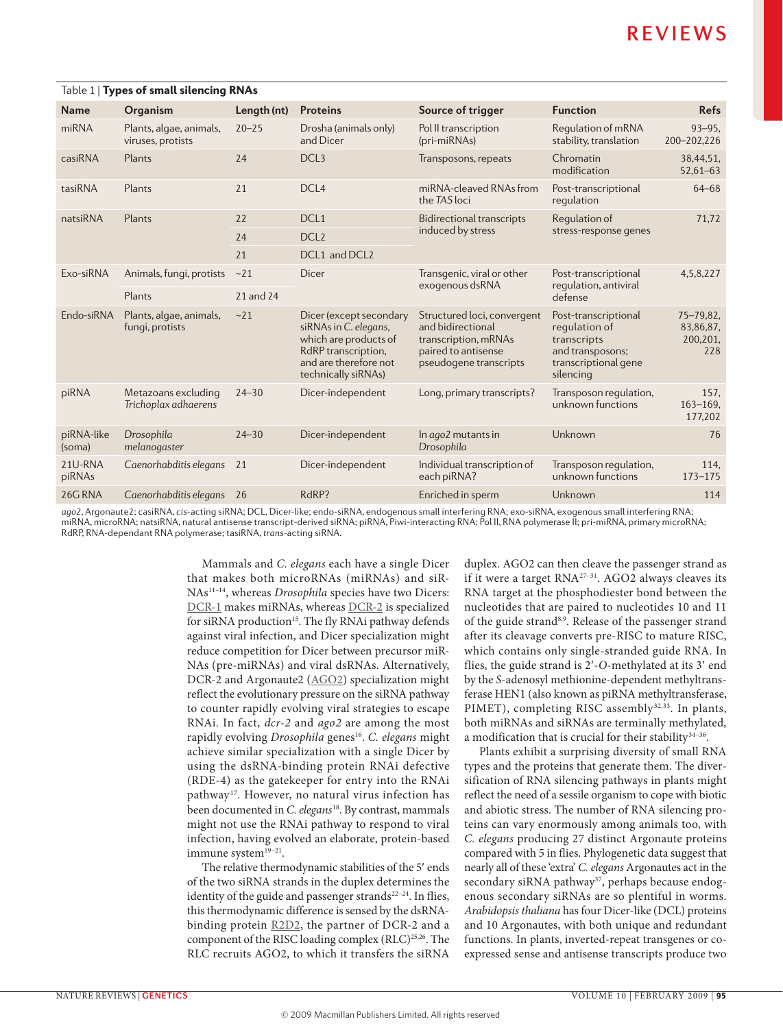Table 1 | **Types of small silencing RNAs**

| Name | Organism | Length (nt) | Proteins | Source of trigger | Function | Refs |
|---|---|---|---|---|---|---|
| miRNA | Plants, algae, animals, viruses, protists | 20–25 | Drosha (animals only) and Dicer | Pol II transcription (pri-miRNAs) | Regulation of mRNA stability, translation | 93–95, 200–202,226 |
| casiRNA | Plants | 24 | DCL3 | Transposons, repeats | Chromatin modification | 38,44,51, 52,61–63 |
| tasiRNA | Plants | 21 | DCL4 | miRNA-cleaved RNAs from the *TAS* loci | Post-transcriptional regulation | 64–68 |
| natsiRNA | Plants | 22 | DCL1 | Bidirectional transcripts induced by stress | Regulation of stress-response genes | 71,72 |
| | | 24 | DCL2 | | | |
| | | 21 | DCL1 and DCL2 | | | |
| Exo-siRNA | Animals, fungi, protists | ~21 | Dicer | Transgenic, viral or other exogenous dsRNA | Post-transcriptional regulation, antiviral defense | 4,5,8,227 |
| | Plants | 21 and 24 | | | | |
| Endo-siRNA | Plants, algae, animals, fungi, protists | ~21 | Dicer (except secondary siRNAs in *C. elegans*, which are products of RdRP transcription, and are therefore not technically siRNAs) | Structured loci, convergent and bidirectional transcription, mRNAs paired to antisense pseudogene transcripts | Post-transcriptional regulation of transcripts and transposons; transcriptional gene silencing | 75–79,82, 83,86,87, 200,201, 228 |
| piRNA | Metazoans excluding *Trichoplax adhaerens* | 24–30 | Dicer-independent | Long, primary transcripts? | Transposon regulation, unknown functions | 157, 163–169, 177,202 |
| piRNA-like (soma) | *Drosophila melanogaster* | 24–30 | Dicer-independent | In *ago2* mutants in *Drosophila* | Unknown | 76 |
| 21U-RNA piRNAs | *Caenorhabditis elegans* | 21 | Dicer-independent | Individual transcription of each piRNA? | Transposon regulation, unknown functions | 114, 173–175 |
| 26G RNA | *Caenorhabditis elegans* | 26 | RdRP? | Enriched in sperm | Unknown | 114 |

*ago2*, Argonaute2; casiRNA, *cis*-acting siRNA; DCL, Dicer-like; endo-siRNA, endogenous small interfering RNA; exo-siRNA, exogenous small interfering RNA; miRNA, microRNA; natsiRNA, natural antisense transcript-derived siRNA; piRNA, Piwi-interacting RNA; Pol II, RNA polymerase II; pri-miRNA, primary microRNA; RdRP, RNA-dependant RNA polymerase; tasiRNA, *trans*-acting siRNA.

Mammals and *C. elegans* each have a single Dicer that makes both microRNAs (miRNAs) and siRNAs[11–14], whereas *Drosophila* species have two Dicers: DCR-1 makes miRNAs, whereas DCR-2 is specialized for siRNA production[15]. The fly RNAi pathway defends against viral infection, and Dicer specialization might reduce competition for Dicer between precursor miRNAs (pre-miRNAs) and viral dsRNAs. Alternatively, DCR-2 and Argonaute2 (AGO2) specialization might reflect the evolutionary pressure on the siRNA pathway to counter rapidly evolving viral strategies to escape RNAi. In fact, *dcr-2* and *ago2* are among the most rapidly evolving *Drosophila* genes[16]. *C. elegans* might achieve similar specialization with a single Dicer by using the dsRNA-binding protein RNAi defective (RDE-4) as the gatekeeper for entry into the RNAi pathway[17]. However, no natural virus infection has been documented in *C. elegans*[18]. By contrast, mammals might not use the RNAi pathway to respond to viral infection, having evolved an elaborate, protein-based immune system[19–21].

The relative thermodynamic stabilities of the 5′ ends of the two siRNA strands in the duplex determines the identity of the guide and passenger strands[22–24]. In flies, this thermodynamic difference is sensed by the dsRNA-binding protein R2D2, the partner of DCR-2 and a component of the RISC loading complex (RLC)[25,26]. The RLC recruits AGO2, to which it transfers the siRNA duplex. AGO2 can then cleave the passenger strand as if it were a target RNA[27–31]. AGO2 always cleaves its RNA target at the phosphodiester bond between the nucleotides that are paired to nucleotides 10 and 11 of the guide strand[8,9]. Release of the passenger strand after its cleavage converts pre-RISC to mature RISC, which contains only single-stranded guide RNA. In flies, the guide strand is 2′-*O*-methylated at its 3′ end by the *S*-adenosyl methionine-dependent methyltransferase HEN1 (also known as piRNA methyltransferase, PIMET), completing RISC assembly[32,33]. In plants, both miRNAs and siRNAs are terminally methylated, a modification that is crucial for their stability[34–36].

Plants exhibit a surprising diversity of small RNA types and the proteins that generate them. The diversification of RNA silencing pathways in plants might reflect the need of a sessile organism to cope with biotic and abiotic stress. The number of RNA silencing proteins can vary enormously among animals too, with *C. elegans* producing 27 distinct Argonaute proteins compared with 5 in flies. Phylogenetic data suggest that nearly all of these 'extra' *C. elegans* Argonautes act in the secondary siRNA pathway[37], perhaps because endogenous secondary siRNAs are so plentiful in worms. *Arabidopsis thaliana* has four Dicer-like (DCL) proteins and 10 Argonautes, with both unique and redundant functions. In plants, inverted-repeat transgenes or co-expressed sense and antisense transcripts produce two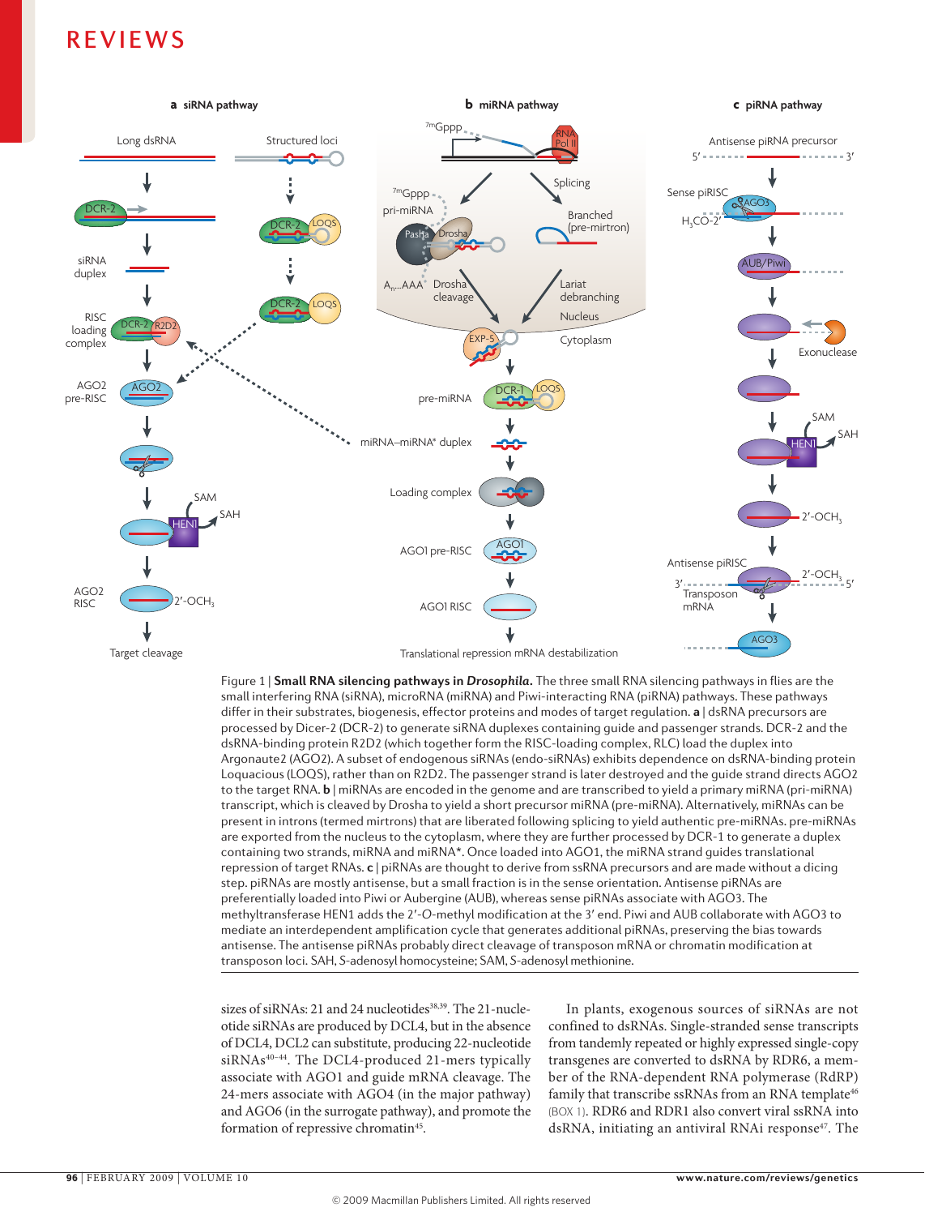**Figure 1 | Small RNA silencing pathways in *Drosophila*.** The three small RNA silencing pathways in flies are the small interfering RNA (siRNA), microRNA (miRNA) and Piwi-interacting RNA (piRNA) pathways. These pathways differ in their substrates, biogenesis, effector proteins and modes of target regulation. **a** | dsRNA precursors are processed by Dicer-2 (DCR-2) to generate siRNA duplexes containing guide and passenger strands. DCR-2 and the dsRNA-binding protein R2D2 (which together form the RISC-loading complex, RLC) load the duplex into Argonaute2 (AGO2). A subset of endogenous siRNAs (endo-siRNAs) exhibits dependence on dsRNA-binding protein Loquacious (LOQS), rather than on R2D2. The passenger strand is later destroyed and the guide strand directs AGO2 to the target RNA. **b** | miRNAs are encoded in the genome and are transcribed to yield a primary miRNA (pri-miRNA) transcript, which is cleaved by Drosha to yield a short precursor miRNA (pre-miRNA). Alternatively, miRNAs can be present in introns (termed mirtrons) that are liberated following splicing to yield authentic pre-miRNAs. pre-miRNAs are exported from the nucleus to the cytoplasm, where they are further processed by DCR-1 to generate a duplex containing two strands, miRNA and miRNA*. Once loaded into AGO1, the miRNA strand guides translational repression of target RNAs. **c** | piRNAs are thought to come from ssRNA precursors and are made without a dicing step. piRNAs are mostly antisense, but a small fraction is in the sense orientation. Antisense piRNAs are preferentially loaded into Piwi or Aubergine (AUB), whereas sense piRNAs associate with AGO3. The methyltransferase HEN1 adds the 2′-*O*-methyl modification at the 3′ end. Piwi and AUB collaborate with AGO3 to mediate an interdependent amplification cycle that generates additional piRNAs, preserving the bias towards antisense. The antisense piRNAs probably direct cleavage of transposon mRNA or chromatin modification at transposon loci. SAH, *S*-adenosyl homocysteine; SAM, *S*-adenosyl methionine.

sizes of siRNAs: 21 and 24 nucleotides[38,39]. The 21-nucleotide siRNAs are produced by DCL4, but in the absence of DCL4, DCL2 can substitute, producing 22-nucleotide siRNAs[40–44]. The DCL4-produced 21-mers typically associate with AGO1 and guide mRNA cleavage. The 24-mers associate with AGO4 (in the major pathway) and AGO6 (in the surrogate pathway), and promote the formation of repressive chromatin[45].

In plants, exogenous sources of siRNAs are not confined to dsRNAs. Single-stranded sense transcripts from tandemly repeated or highly expressed single-copy transgenes are converted to dsRNA by RDR6, a member of the RNA-dependent RNA polymerase (RdRP) family that transcribe ssRNAs from an RNA template[46] (BOX 1). RDR6 and RDR1 also convert viral ssRNA into dsRNA, initiating an antiviral RNAi response[47]. The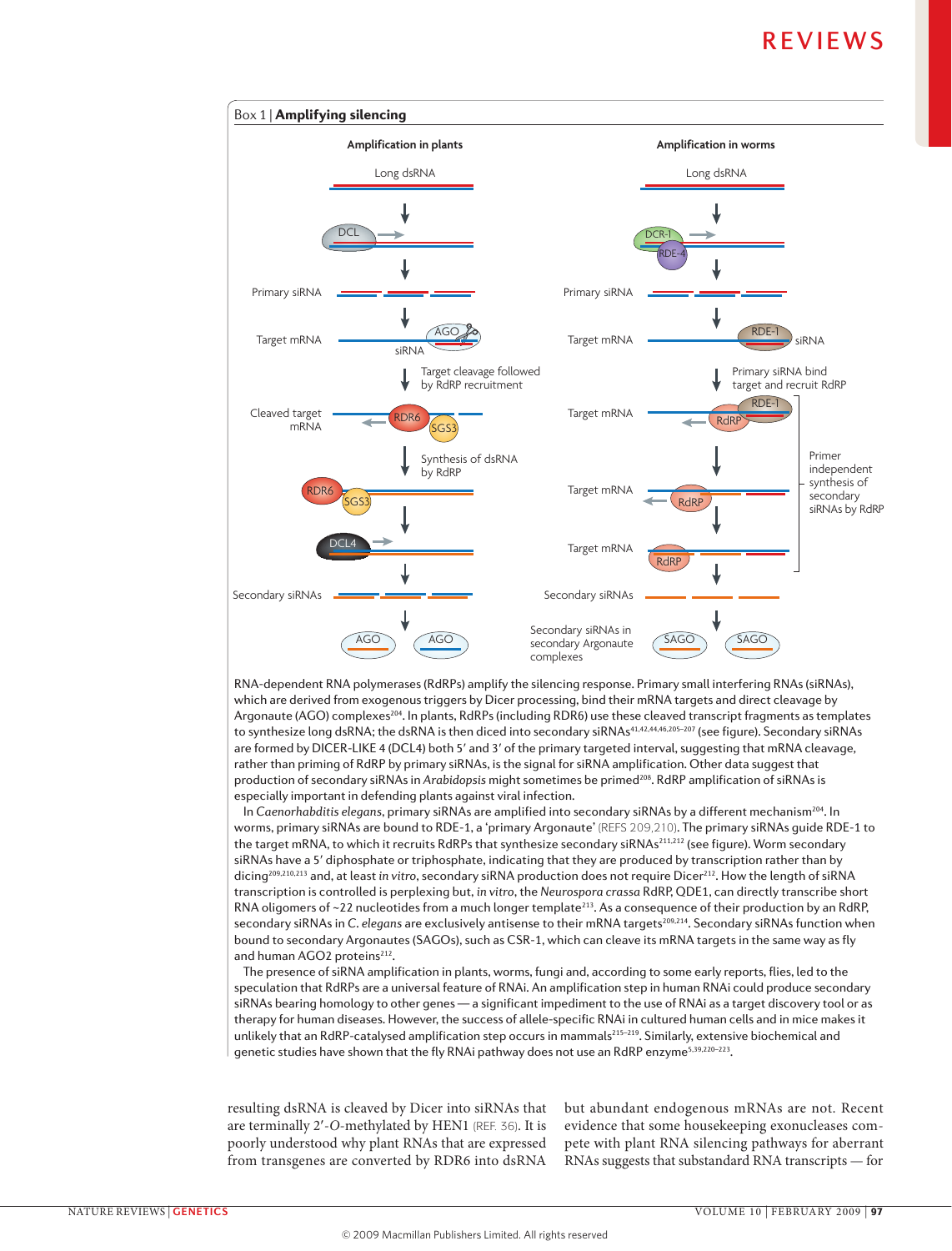## Box 1 | Amplifying silencing

RNA-dependent RNA polymerases (RdRPs) amplify the silencing response. Primary small interfering RNAs (siRNAs), which are derived from exogenous triggers by Dicer processing, bind their mRNA targets and direct cleavage by Argonaute (AGO) complexes[204]. In plants, RdRPs (including RDR6) use these cleaved transcript fragments as templates to synthesize long dsRNA; the dsRNA is then diced into secondary siRNAs[41,42,44,46,205–207] (see figure). Secondary siRNAs are formed by DICER-LIKE 4 (DCL4) both 5′ and 3′ of the primary targeted interval, suggesting that mRNA cleavage, rather than priming of RdRP by primary siRNAs, is the signal for siRNA amplification. Other data suggest that production of secondary siRNAs in *Arabidopsis* might sometimes be primed[208]. RdRP amplification of siRNAs is especially important in defending plants against viral infection.

In *Caenorhabditis elegans*, primary siRNAs are amplified into secondary siRNAs by a different mechanism[204]. In worms, primary siRNAs are bound to RDE-1, a 'primary Argonaute' (REFS 209,210). The primary siRNAs guide RDE-1 to the target mRNA, to which it recruits RdRPs that synthesize secondary siRNAs[211,212] (see figure). Worm secondary siRNAs have a 5′ diphosphate or triphosphate, indicating that they are produced by transcription rather than by dicing[209,210,213] and, at least *in vitro*, secondary siRNA production does not require Dicer[212]. How the length of siRNA transcription is controlled is perplexing but, *in vitro*, the *Neurospora crassa* RdRP, QDE1, can directly transcribe short RNA oligomers of ~22 nucleotides from a much longer template[213]. As a consequence of their production by an RdRP, secondary siRNAs in *C. elegans* are exclusively antisense to their mRNA targets[209,214]. Secondary siRNAs function when bound to secondary Argonautes (SAGOs), such as CSR-1, which can cleave its mRNA targets in the same way as fly and human AGO2 proteins[212].

The presence of siRNA amplification in plants, worms, fungi and, according to some early reports, flies, led to the speculation that RdRPs are a universal feature of RNAi. An amplification step in human RNAi could produce secondary siRNAs bearing homology to other genes — a significant impediment to the use of RNAi as a target discovery tool or as therapy for human diseases. However, the success of allele-specific RNAi in cultured human cells and in mice makes it unlikely that an RdRP-catalysed amplification step occurs in mammals[215–219]. Similarly, extensive biochemical and genetic studies have shown that the fly RNAi pathway does not use an RdRP enzyme[5,39,220–223].

resulting dsRNA is cleaved by Dicer into siRNAs that are terminally 2′-*O*-methylated by HEN1 (REF. 36). It is poorly understood why plant RNAs that are expressed from transgenes are converted by RDR6 into dsRNA but abundant endogenous mRNAs are not. Recent evidence that some housekeeping exonucleases compete with plant RNA silencing pathways for aberrant RNAs suggests that substandard RNA transcripts — for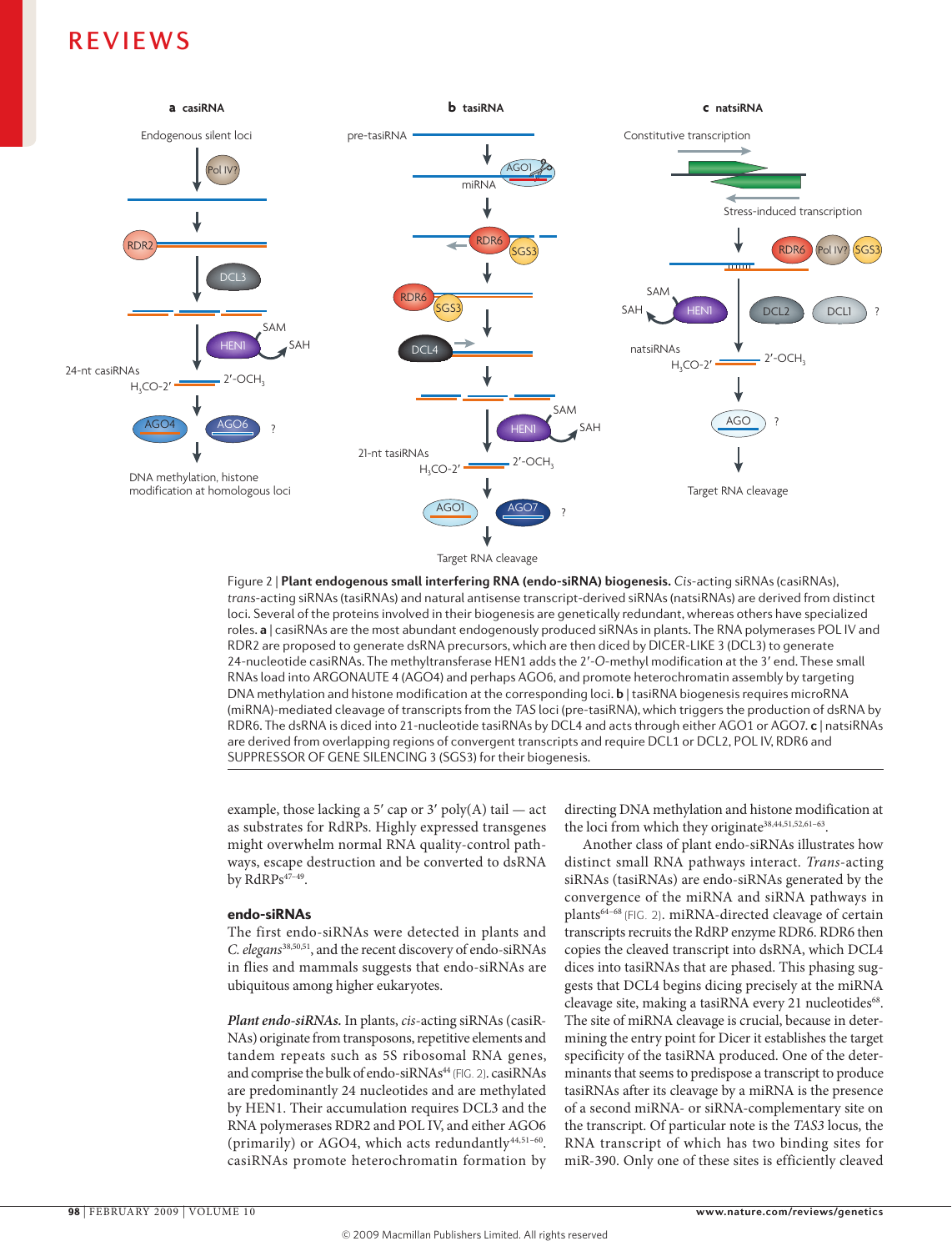Figure 2 | **Plant endogenous small interfering RNA (endo-siRNA) biogenesis.** *Cis*-acting siRNAs (casiRNAs), *trans*-acting siRNAs (tasiRNAs) and natural antisense transcript-derived siRNAs (natsiRNAs) are derived from distinct loci. Several of the proteins involved in their biogenesis are genetically redundant, whereas others have specialized roles. **a** | casiRNAs are the most abundant endogenously produced siRNAs in plants. The RNA polymerases POL IV and RDR2 are proposed to generate dsRNA precursors, which are then diced by DICER-LIKE 3 (DCL3) to generate 24-nucleotide casiRNAs. The methyltransferase HEN1 adds the 2′-*O*-methyl modification at the 3′ end. These small RNAs load into ARGONAUTE 4 (AGO4) and perhaps AGO6, and promote heterochromatin assembly by targeting DNA methylation and histone modification at the corresponding loci. **b** | tasiRNA biogenesis requires microRNA (miRNA)-mediated cleavage of transcripts from the *TAS* loci (pre-tasiRNA), which triggers the production of dsRNA by RDR6. The dsRNA is diced into 21-nucleotide tasiRNAs by DCL4 and acts through either AGO1 or AGO7. **c** | natsiRNAs are derived from overlapping regions of convergent transcripts and require DCL1 or DCL2, POL IV, RDR6 and SUPPRESSOR OF GENE SILENCING 3 (SGS3) for their biogenesis.

example, those lacking a 5′ cap or 3′ poly(A) tail — act as substrates for RdRPs. Highly expressed transgenes might overwhelm normal RNA quality-control pathways, escape destruction and be converted to dsRNA by RdRPs[47–49].

### endo-siRNAs

The first endo-siRNAs were detected in plants and *C. elegans*[38,50,51], and the recent discovery of endo-siRNAs in flies and mammals suggests that endo-siRNAs are ubiquitous among higher eukaryotes.

***Plant endo-siRNAs.*** In plants, *cis*-acting siRNAs (casiRNAs) originate from transposons, repetitive elements and tandem repeats such as 5S ribosomal RNA genes, and comprise the bulk of endo-siRNAs[44] (FIG. 2). casiRNAs are predominantly 24 nucleotides and are methylated by HEN1. Their accumulation requires DCL3 and the RNA polymerases RDR2 and POL IV, and either AGO6 (primarily) or AGO4, which acts redundantly[44,51–60]. casiRNAs promote heterochromatin formation by directing DNA methylation and histone modification at the loci from which they originate[38,44,51,52,61–63].

Another class of plant endo-siRNAs illustrates how distinct small RNA pathways interact. *Trans*-acting siRNAs (tasiRNAs) are endo-siRNAs generated by the convergence of the miRNA and siRNA pathways in plants[64–68] (FIG. 2). miRNA-directed cleavage of certain transcripts recruits the RdRP enzyme RDR6. RDR6 then copies the cleaved transcript into dsRNA, which DCL4 dices into tasiRNAs that are phased. This phasing suggests that DCL4 begins dicing precisely at the miRNA cleavage site, making a tasiRNA every 21 nucleotides[68]. The site of miRNA cleavage is crucial, because in determining the entry point for Dicer it establishes the target specificity of the tasiRNA produced. One of the determinants that seems to predispose a transcript to produce tasiRNAs after its cleavage by a miRNA is the presence of a second miRNA- or siRNA-complementary site on the transcript. Of particular note is the *TAS3* locus, the RNA transcript of which has two binding sites for miR-390. Only one of these sites is efficiently cleaved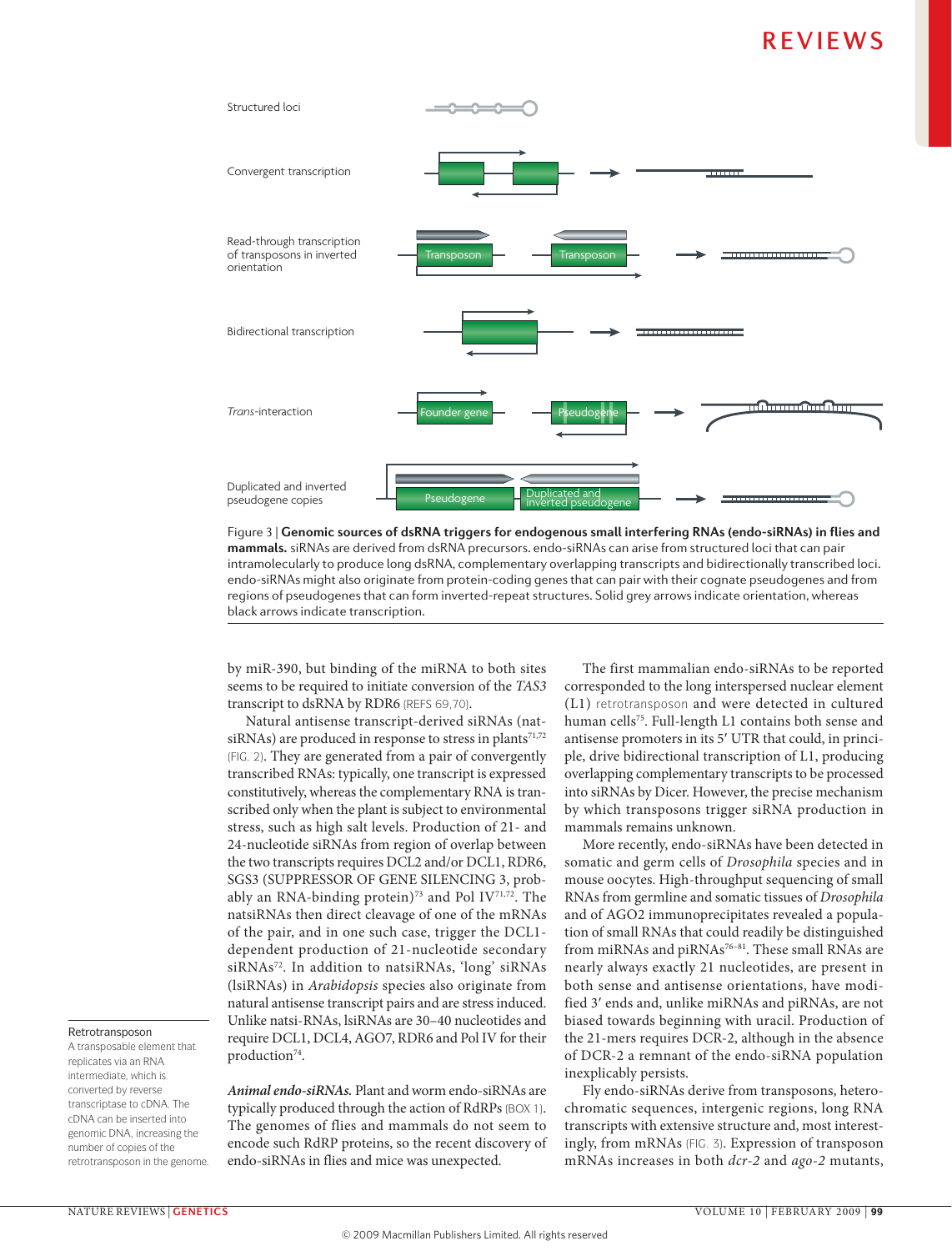Figure 3 | **Genomic sources of dsRNA triggers for endogenous small interfering RNAs (endo-siRNAs) in flies and mammals.** siRNAs are derived from dsRNA precursors. endo-siRNAs can arise from structured loci that can pair intramolecularly to produce long dsRNA, complementary overlapping transcripts and bidirectionally transcribed loci. endo-siRNAs might also originate from protein-coding genes that can pair with their cognate pseudogenes and from regions of pseudogenes that can form inverted-repeat structures. Solid grey arrows indicate orientation, whereas black arrows indicate transcription.

by miR-390, but binding of the miRNA to both sites seems to be required to initiate conversion of the *TAS3* transcript to dsRNA by RDR6 (REFS 69,70).

Natural antisense transcript-derived siRNAs (nat-siRNAs) are produced in response to stress in plants[71,72] (FIG. 2). They are generated from a pair of convergently transcribed RNAs: typically, one transcript is expressed constitutively, whereas the complementary RNA is transcribed only when the plant is subject to environmental stress, such as high salt levels. Production of 21- and 24-nucleotide siRNAs from region of overlap between the two transcripts requires DCL2 and/or DCL1, RDR6, SGS3 (SUPPRESSOR OF GENE SILENCING 3, probably an RNA-binding protein)[73] and Pol IV[71,72]. The natsiRNAs then direct cleavage of one of the mRNAs of the pair, and in one such case, trigger the DCL1-dependent production of 21-nucleotide secondary siRNAs[72]. In addition to natsiRNAs, 'long' siRNAs (lsiRNAs) in *Arabidopsis* species also originate from natural antisense transcript pairs and are stress induced. Unlike natsi-RNAs, lsiRNAs are 30–40 nucleotides and require DCL1, DCL4, AGO7, RDR6 and Pol IV for their production[74].

***Animal endo-siRNAs.*** Plant and worm endo-siRNAs are typically produced through the action of RdRPs (BOX 1). The genomes of flies and mammals do not seem to encode such RdRP proteins, so the recent discovery of endo-siRNAs in flies and mice was unexpected.

The first mammalian endo-siRNAs to be reported corresponded to the long interspersed nuclear element (L1) retrotransposon and were detected in cultured human cells[75]. Full-length L1 contains both sense and antisense promoters in its 5′ UTR that could, in principle, drive bidirectional transcription of L1, producing overlapping complementary transcripts to be processed into siRNAs by Dicer. However, the precise mechanism by which transposons trigger siRNA production in mammals remains unknown.

More recently, endo-siRNAs have been detected in somatic and germ cells of *Drosophila* species and in mouse oocytes. High-throughput sequencing of small RNAs from germline and somatic tissues of *Drosophila* and of AGO2 immunoprecipitates revealed a population of small RNAs that could readily be distinguished from miRNAs and piRNAs[76–81]. These small RNAs are nearly always exactly 21 nucleotides, are present in both sense and antisense orientations, have modified 3′ ends and, unlike miRNAs and piRNAs, are not biased towards beginning with uracil. Production of the 21-mers requires DCR-2, although in the absence of DCR-2 a remnant of the endo-siRNA population inexplicably persists.

Fly endo-siRNAs derive from transposons, heterochromatic sequences, intergenic regions, long RNA transcripts with extensive structure and, most interestingly, from mRNAs (FIG. 3). Expression of transposon mRNAs increases in both *dcr-2* and *ago-2* mutants,

**Retrotransposon**
A transposable element that replicates via an RNA intermediate, which is converted by reverse transcriptase to cDNA. The cDNA can be inserted into genomic DNA, increasing the number of copies of the retrotransposon in the genome.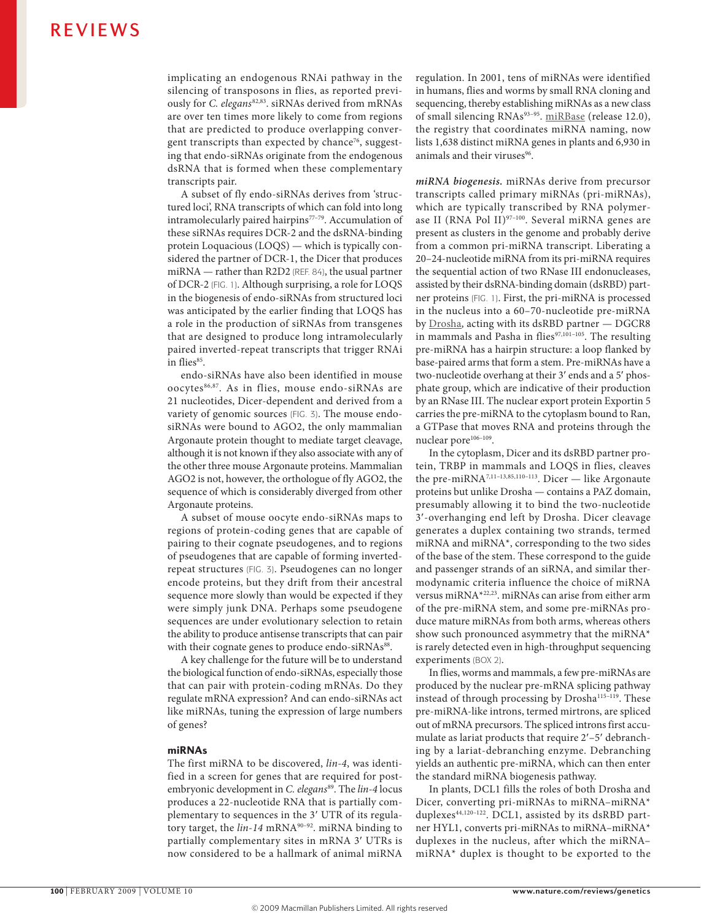implicating an endogenous RNAi pathway in the silencing of transposons in flies, as reported previously for *C. elegans*[82,83]. siRNAs derived from mRNAs are over ten times more likely to come from regions that are predicted to produce overlapping convergent transcripts than expected by chance[76], suggesting that endo-siRNAs originate from the endogenous dsRNA that is formed when these complementary transcripts pair.

A subset of fly endo-siRNAs derives from 'structured loci', RNA transcripts of which can fold into long intramolecularly paired hairpins[77–79]. Accumulation of these siRNAs requires DCR-2 and the dsRNA-binding protein Loquacious (LOQS) — which is typically considered the partner of DCR-1, the Dicer that produces miRNA — rather than R2D2 (REF. 84), the usual partner of DCR-2 (FIG. 1). Although surprising, a role for LOQS in the biogenesis of endo-siRNAs from structured loci was anticipated by the earlier finding that LOQS has a role in the production of siRNAs from transgenes that are designed to produce long intramolecularly paired inverted-repeat transcripts that trigger RNAi in flies[85].

endo-siRNAs have also been identified in mouse oocytes[86,87]. As in flies, mouse endo-siRNAs are 21 nucleotides, Dicer-dependent and derived from a variety of genomic sources (FIG. 3). The mouse endo-siRNAs were bound to AGO2, the only mammalian Argonaute protein thought to mediate target cleavage, although it is not known if they also associate with any of the other three mouse Argonaute proteins. Mammalian AGO2 is not, however, the orthologue of fly AGO2, the sequence of which is considerably diverged from other Argonaute proteins.

A subset of mouse oocyte endo-siRNAs maps to regions of protein-coding genes that are capable of pairing to their cognate pseudogenes, and to regions of pseudogenes that are capable of forming inverted-repeat structures (FIG. 3). Pseudogenes can no longer encode proteins, but they drift from their ancestral sequence more slowly than would be expected if they were simply junk DNA. Perhaps some pseudogene sequences are under evolutionary selection to retain the ability to produce antisense transcripts that can pair with their cognate genes to produce endo-siRNAs[88].

A key challenge for the future will be to understand the biological function of endo-siRNAs, especially those that can pair with protein-coding mRNAs. Do they regulate mRNA expression? And can endo-siRNAs act like miRNAs, tuning the expression of large numbers of genes?

## miRNAs

The first miRNA to be discovered, *lin-4*, was identified in a screen for genes that are required for post-embryonic development in *C. elegans*[89]. The *lin-4* locus produces a 22-nucleotide RNA that is partially complementary to sequences in the 3′ UTR of its regulatory target, the *lin-14* mRNA[90–92]. miRNA binding to partially complementary sites in mRNA 3′ UTRs is now considered to be a hallmark of animal miRNA regulation. In 2001, tens of miRNAs were identified in humans, flies and worms by small RNA cloning and sequencing, thereby establishing miRNAs as a new class of small silencing RNAs[93–95]. miRBase (release 12.0), the registry that coordinates miRNA naming, now lists 1,638 distinct miRNA genes in plants and 6,930 in animals and their viruses[96].

***miRNA biogenesis.*** miRNAs derive from precursor transcripts called primary miRNAs (pri-miRNAs), which are typically transcribed by RNA polymerase II (RNA Pol II)[97–100]. Several miRNA genes are present as clusters in the genome and probably derive from a common pri-miRNA transcript. Liberating a 20–24-nucleotide miRNA from its pri-miRNA requires the sequential action of two RNase III endonucleases, assisted by their dsRNA-binding domain (dsRBD) partner proteins (FIG. 1). First, the pri-miRNA is processed in the nucleus into a 60–70-nucleotide pre-miRNA by Drosha, acting with its dsRBD partner — DGCR8 in mammals and Pasha in flies[97,101–105]. The resulting pre-miRNA has a hairpin structure: a loop flanked by base-paired arms that form a stem. Pre-miRNAs have a two-nucleotide overhang at their 3′ ends and a 5′ phosphate group, which are indicative of their production by an RNase III. The nuclear export protein Exportin 5 carries the pre-miRNA to the cytoplasm bound to Ran, a GTPase that moves RNA and proteins through the nuclear pore[106–109].

In the cytoplasm, Dicer and its dsRBD partner protein, TRBP in mammals and LOQS in flies, cleaves the pre-miRNA[7,11–13,85,110–113]. Dicer — like Argonaute proteins but unlike Drosha — contains a PAZ domain, presumably allowing it to bind the two-nucleotide 3′-overhanging end left by Drosha. Dicer cleavage generates a duplex containing two strands, termed miRNA and miRNA*, corresponding to the two sides of the base of the stem. These correspond to the guide and passenger strands of an siRNA, and similar thermodynamic criteria influence the choice of miRNA versus miRNA*[22,23]. miRNAs can arise from either arm of the pre-miRNA stem, and some pre-miRNAs produce mature miRNAs from both arms, whereas others show such pronounced asymmetry that the miRNA* is rarely detected even in high-throughput sequencing experiments (BOX 2).

In flies, worms and mammals, a few pre-miRNAs are produced by the nuclear pre-mRNA splicing pathway instead of through processing by Drosha[115–119]. These pre-miRNA-like introns, termed mirtrons, are spliced out of mRNA precursors. The spliced introns first accumulate as lariat products that require 2′–5′ debranching by a lariat-debranching enzyme. Debranching yields an authentic pre-miRNA, which can then enter the standard miRNA biogenesis pathway.

In plants, DCL1 fills the roles of both Drosha and Dicer, converting pri-miRNAs to miRNA–miRNA* duplexes[44,120–122]. DCL1, assisted by its dsRBD partner HYL1, converts pri-miRNAs to miRNA–miRNA* duplexes in the nucleus, after which the miRNA–miRNA* duplex is thought to be exported to the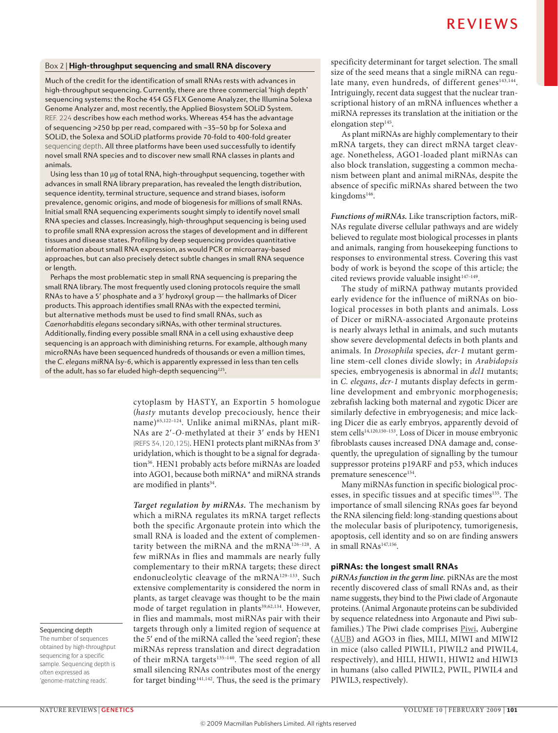### Box 2 | High-throughput sequencing and small RNA discovery

Much of the credit for the identification of small RNAs rests with advances in high-throughput sequencing. Currently, there are three commercial 'high depth' sequencing systems: the Roche 454 GS FLX Genome Analyzer, the Illumina Solexa Genome Analyzer and, most recently, the Applied Biosystem SOLiD System. REF. 224 describes how each method works. Whereas 454 has the advantage of sequencing >250 bp per read, compared with ~35–50 bp for Solexa and SOLiD, the Solexa and SOLiD platforms provide 70-fold to 400-fold greater sequencing depth. All three platforms have been used successfully to identify novel small RNA species and to discover new small RNA classes in plants and animals.

Using less than 10 μg of total RNA, high-throughput sequencing, together with advances in small RNA library preparation, has revealed the length distribution, sequence identity, terminal structure, sequence and strand biases, isoform prevalence, genomic origins, and mode of biogenesis for millions of small RNAs. Initial small RNA sequencing experiments sought simply to identify novel small RNA species and classes. Increasingly, high-throughput sequencing is being used to profile small RNA expression across the stages of development and in different tissues and disease states. Profiling by deep sequencing provides quantitative information about small RNA expression, as would PCR or microarray-based approaches, but can also precisely detect subtle changes in small RNA sequence or length.

Perhaps the most problematic step in small RNA sequencing is preparing the small RNA library. The most frequently used cloning protocols require the small RNAs to have a 5′ phosphate and a 3′ hydroxyl group — the hallmarks of Dicer products. This approach identifies small RNAs with the expected termini, but alternative methods must be used to find small RNAs, such as *Caenorhabditis elegans* secondary siRNAs, with other terminal structures. Additionally, finding every possible small RNA in a cell using exhaustive deep sequencing is an approach with diminishing returns. For example, although many microRNAs have been sequenced hundreds of thousands or even a million times, the *C. elegans* miRNA *lsy-6*, which is apparently expressed in less than ten cells of the adult, has so far eluded high-depth sequencing[225].

**Sequencing depth**
The number of sequences obtained by high-throughput sequencing for a specific sample. Sequencing depth is often expressed as 'genome-matching reads'.

cytoplasm by HASTY, an Exportin 5 homologue (*hasty* mutants develop precociously, hence their name)[65,122–124]. Unlike animal miRNAs, plant miRNAs are 2′-*O*-methylated at their 3′ ends by HEN1 (REFS 34,120,125). HEN1 protects plant miRNAs from 3′ uridylation, which is thought to be a signal for degradation[36]. HEN1 probably acts before miRNAs are loaded into AGO1, because both miRNA* and miRNA strands are modified in plants[34].

***Target regulation by miRNAs.*** The mechanism by which a miRNA regulates its mRNA target reflects both the specific Argonaute protein into which the small RNA is loaded and the extent of complementarity between the miRNA and the mRNA[126–128]. A few miRNAs in flies and mammals are nearly fully complementary to their mRNA targets; these direct endonucleolytic cleavage of the mRNA[129–133]. Such extensive complementarity is considered the norm in plants, as target cleavage was thought to be the main mode of target regulation in plants[39,62,134]. However, in flies and mammals, most miRNAs pair with their targets through only a limited region of sequence at the 5′ end of the miRNA called the 'seed region'; these miRNAs repress translation and direct degradation of their mRNA targets[135–140]. The seed region of all small silencing RNAs contributes most of the energy for target binding[141,142]. Thus, the seed is the primary specificity determinant for target selection. The small size of the seed means that a single miRNA can regulate many, even hundreds, of different genes[143,144]. Intriguingly, recent data suggest that the nuclear transcriptional history of an mRNA influences whether a miRNA represses its translation at the initiation or the elongation step[145].

As plant miRNAs are highly complementary to their mRNA targets, they can direct mRNA target cleavage. Nonetheless, AGO1-loaded plant miRNAs can also block translation, suggesting a common mechanism between plant and animal miRNAs, despite the absence of specific miRNAs shared between the two kingdoms[146].

***Functions of miRNAs.*** Like transcription factors, miRNAs regulate diverse cellular pathways and are widely believed to regulate most biological processes in plants and animals, ranging from housekeeping functions to responses to environmental stress. Covering this vast body of work is beyond the scope of this article; the cited reviews provide valuable insight[147–149].

The study of miRNA pathway mutants provided early evidence for the influence of miRNAs on biological processes in both plants and animals. Loss of Dicer or miRNA-associated Argonaute proteins is nearly always lethal in animals, and such mutants show severe developmental defects in both plants and animals. In *Drosophila* species, *dcr-1* mutant germline stem-cell clones divide slowly; in *Arabidopsis* species, embryogenesis is abnormal in *dcl1* mutants; in *C. elegans*, *dcr-1* mutants display defects in germline development and embryonic morphogenesis; zebrafish lacking both maternal and zygotic Dicer are similarly defective in embryogenesis; and mice lacking Dicer die as early embryos, apparently devoid of stem cells[14,120,150–153]. Loss of Dicer in mouse embryonic fibroblasts causes increased DNA damage and, consequently, the upregulation of signalling by the tumour suppressor proteins p19ARF and p53, which induces premature senescence[154].

Many miRNAs function in specific biological processes, in specific tissues and at specific times[155]. The importance of small silencing RNAs goes far beyond the RNA silencing field: long-standing questions about the molecular basis of pluripotency, tumorigenesis, apoptosis, cell identity and so on are finding answers in small RNAs[147,156].

## piRNAs: the longest small RNAs

***piRNAs function in the germ line.*** piRNAs are the most recently discovered class of small RNAs and, as their name suggests, they bind to the Piwi clade of Argonaute proteins. (Animal Argonaute proteins can be subdivided by sequence relatedness into Argonaute and Piwi subfamilies.) The Piwi clade comprises Piwi, Aubergine (AUB) and AGO3 in flies, MILI, MIWI and MIWI2 in mice (also called PIWIL1, PIWIL2 and PIWIL4, respectively), and HILI, HIWI1, HIWI2 and HIWI3 in humans (also called PIWIL2, PIWL, PIWIL4 and PIWIL3, respectively).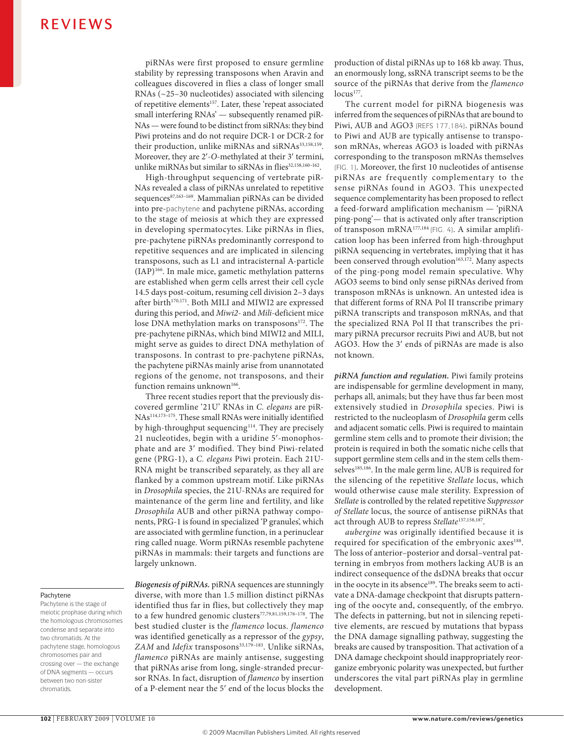piRNAs were first proposed to ensure germline stability by repressing transposons when Aravin and colleagues discovered in flies a class of longer small RNAs (~25–30 nucleotides) associated with silencing of repetitive elements[157]. Later, these 'repeat associated small interfering RNAs' — subsequently renamed piRNAs — were found to be distinct from siRNAs: they bind Piwi proteins and do not require DCR-1 or DCR-2 for their production, unlike miRNAs and siRNAs[33,158,159]. Moreover, they are 2′-*O*-methylated at their 3′ termini, unlike miRNAs but similar to siRNAs in flies[32,158,160–162].

High-throughput sequencing of vertebrate piRNAs revealed a class of piRNAs unrelated to repetitive sequences[87,163–169]. Mammalian piRNAs can be divided into pre-pachytene and pachytene piRNAs, according to the stage of meiosis at which they are expressed in developing spermatocytes. Like piRNAs in flies, pre-pachytene piRNAs predominantly correspond to repetitive sequences and are implicated in silencing transposons, such as L1 and intracisternal A-particle (IAP)[166]. In male mice, gametic methylation patterns are established when germ cells arrest their cell cycle 14.5 days post-coitum, resuming cell division 2–3 days after birth[170,171]. Both MILI and MIWI2 are expressed during this period, and *Miwi2*- and *Mili*-deficient mice lose DNA methylation marks on transposons[172]. The pre-pachytene piRNAs, which bind MIWI2 and MILI, might serve as guides to direct DNA methylation of transposons. In contrast to pre-pachytene piRNAs, the pachytene piRNAs mainly arise from unannotated regions of the genome, not transposons, and their function remains unknown[166].

Three recent studies report that the previously discovered germline '21U' RNAs in *C. elegans* are piRNAs[114,173–175]. These small RNAs were initially identified by high-throughput sequencing[114]. They are precisely 21 nucleotides, begin with a uridine 5′-monophosphate and are 3′ modified. They bind Piwi-related gene (PRG-1), a *C. elegans* Piwi protein. Each 21U-RNA might be transcribed separately, as they all are flanked by a common upstream motif. Like piRNAs in *Drosophila* species, the 21U-RNAs are required for maintenance of the germ line and fertility, and like *Drosophila* AUB and other piRNA pathway components, PRG-1 is found in specialized 'P granules', which are associated with germline function, in a perinuclear ring called nuage. Worm piRNAs resemble pachytene piRNAs in mammals: their targets and functions are largely unknown.

**Pachytene**

Pachytene is the stage of meiotic prophase during which the homologous chromosomes condense and separate into two chromatids. At the pachytene stage, homologous chromosomes pair and crossing over — the exchange of DNA segments — occurs between two non-sister chromatids.

***Biogenesis of piRNAs.*** piRNA sequences are stunningly diverse, with more than 1.5 million distinct piRNAs identified thus far in flies, but collectively they map to a few hundred genomic clusters[77,79,81,159,176–178]. The best studied cluster is the *flamenco* locus. *flamenco* was identified genetically as a repressor of the *gypsy*, *ZAM* and *Idefix* transposons[33,179–183]. Unlike siRNAs, *flamenco* piRNAs are mainly antisense, suggesting that piRNAs arise from long, single-stranded precursor RNAs. In fact, disruption of *flamenco* by insertion of a P-element near the 5′ end of the locus blocks the production of distal piRNAs up to 168 kb away. Thus, an enormously long, ssRNA transcript seems to be the source of the piRNAs that derive from the *flamenco* locus[177].

The current model for piRNA biogenesis was inferred from the sequences of piRNAs that are bound to Piwi, AUB and AGO3 (REFS 177,184). piRNAs bound to Piwi and AUB are typically antisense to transposon mRNAs, whereas AGO3 is loaded with piRNAs corresponding to the transposon mRNAs themselves (FIG. 1). Moreover, the first 10 nucleotides of antisense piRNAs are frequently complementary to the sense piRNAs found in AGO3. This unexpected sequence complementarity has been proposed to reflect a feed-forward amplification mechanism — 'piRNA ping-pong'— that is activated only after transcription of transposon mRNA[177,184] (FIG. 4). A similar amplification loop has been inferred from high-throughput piRNA sequencing in vertebrates, implying that it has been conserved through evolution[163,172]. Many aspects of the ping-pong model remain speculative. Why AGO3 seems to bind only sense piRNAs derived from transposon mRNAs is unknown. An untested idea is that different forms of RNA Pol II transcribe primary piRNA transcripts and transposon mRNAs, and that the specialized RNA Pol II that transcribes the primary piRNA precursor recruits Piwi and AUB, but not AGO3. How the 3′ ends of piRNAs are made is also not known.

***piRNA function and regulation.*** Piwi family proteins are indispensable for germline development in many, perhaps all, animals; but they have thus far been most extensively studied in *Drosophila* species. Piwi is restricted to the nucleoplasm of *Drosophila* germ cells and adjacent somatic cells. Piwi is required to maintain germline stem cells and to promote their division; the protein is required in both the somatic niche cells that support germline stem cells and in the stem cells themselves[185,186]. In the male germ line, AUB is required for the silencing of the repetitive *Stellate* locus, which would otherwise cause male sterility. Expression of *Stellate* is controlled by the related repetitive *Suppressor of Stellate* locus, the source of antisense piRNAs that act through AUB to repress *Stellate*[157,158,187].

*aubergine* was originally identified because it is required for specification of the embryonic axes[188]. The loss of anterior–posterior and dorsal–ventral patterning in embryos from mothers lacking AUB is an indirect consequence of the dsDNA breaks that occur in the oocyte in its absence[189]. The breaks seem to activate a DNA-damage checkpoint that disrupts patterning of the oocyte and, consequently, of the embryo. The defects in patterning, but not in silencing repetitive elements, are rescued by mutations that bypass the DNA damage signalling pathway, suggesting the breaks are caused by transposition. That activation of a DNA damage checkpoint should inappropriately reorganize embryonic polarity was unexpected, but further underscores the vital part piRNAs play in germline development.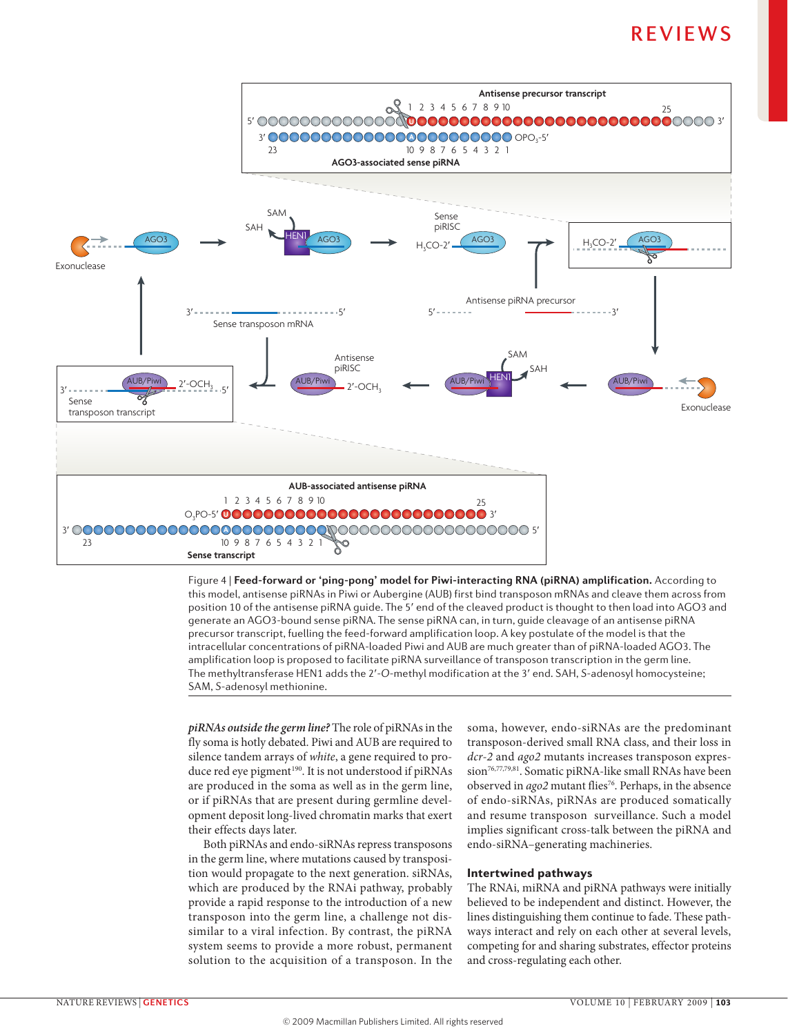Figure 4 | **Feed-forward or 'ping-pong' model for Piwi-interacting RNA (piRNA) amplification.** According to this model, antisense piRNAs in Piwi or Aubergine (AUB) first bind transposon mRNAs and cleave them across from position 10 of the antisense piRNA guide. The 5′ end of the cleaved product is thought to then load into AGO3 and generate an AGO3-bound sense piRNA. The sense piRNA can, in turn, guide cleavage of an antisense piRNA precursor transcript, fuelling the feed-forward amplification loop. A key postulate of the model is that the intracellular concentrations of piRNA-loaded Piwi and AUB are much greater than of piRNA-loaded AGO3. The amplification loop is proposed to facilitate piRNA surveillance of transposon transcription in the germ line. The methyltransferase HEN1 adds the 2′-*O*-methyl modification at the 3′ end. SAH, *S*-adenosyl homocysteine; SAM, *S*-adenosyl methionine.

***piRNAs outside the germ line?*** The role of piRNAs in the fly soma is hotly debated. Piwi and AUB are required to silence tandem arrays of *white*, a gene required to produce red eye pigment[190]. It is not understood if piRNAs are produced in the soma as well as in the germ line, or if piRNAs that are present during germline development deposit long-lived chromatin marks that exert their effects days later.

Both piRNAs and endo-siRNAs repress transposons in the germ line, where mutations caused by transposition would propagate to the next generation. siRNAs, which are produced by the RNAi pathway, probably provide a rapid response to the introduction of a new transposon into the germ line, a challenge not dissimilar to a viral infection. By contrast, the piRNA system seems to provide a more robust, permanent solution to the acquisition of a transposon. In the soma, however, endo-siRNAs are the predominant transposon-derived small RNA class, and their loss in *dcr-2* and *ago2* mutants increases transposon expression[76,77,79,81]. Somatic piRNA-like small RNAs have been observed in *ago2* mutant flies[76]. Perhaps, in the absence of endo-siRNAs, piRNAs are produced somatically and resume transposon surveillance. Such a model implies significant cross-talk between the piRNA and endo-siRNA–generating machineries.

### Intertwined pathways

The RNAi, miRNA and piRNA pathways were initially believed to be independent and distinct. However, the lines distinguishing them continue to fade. These pathways interact and rely on each other at several levels, competing for and sharing substrates, effector proteins and cross-regulating each other.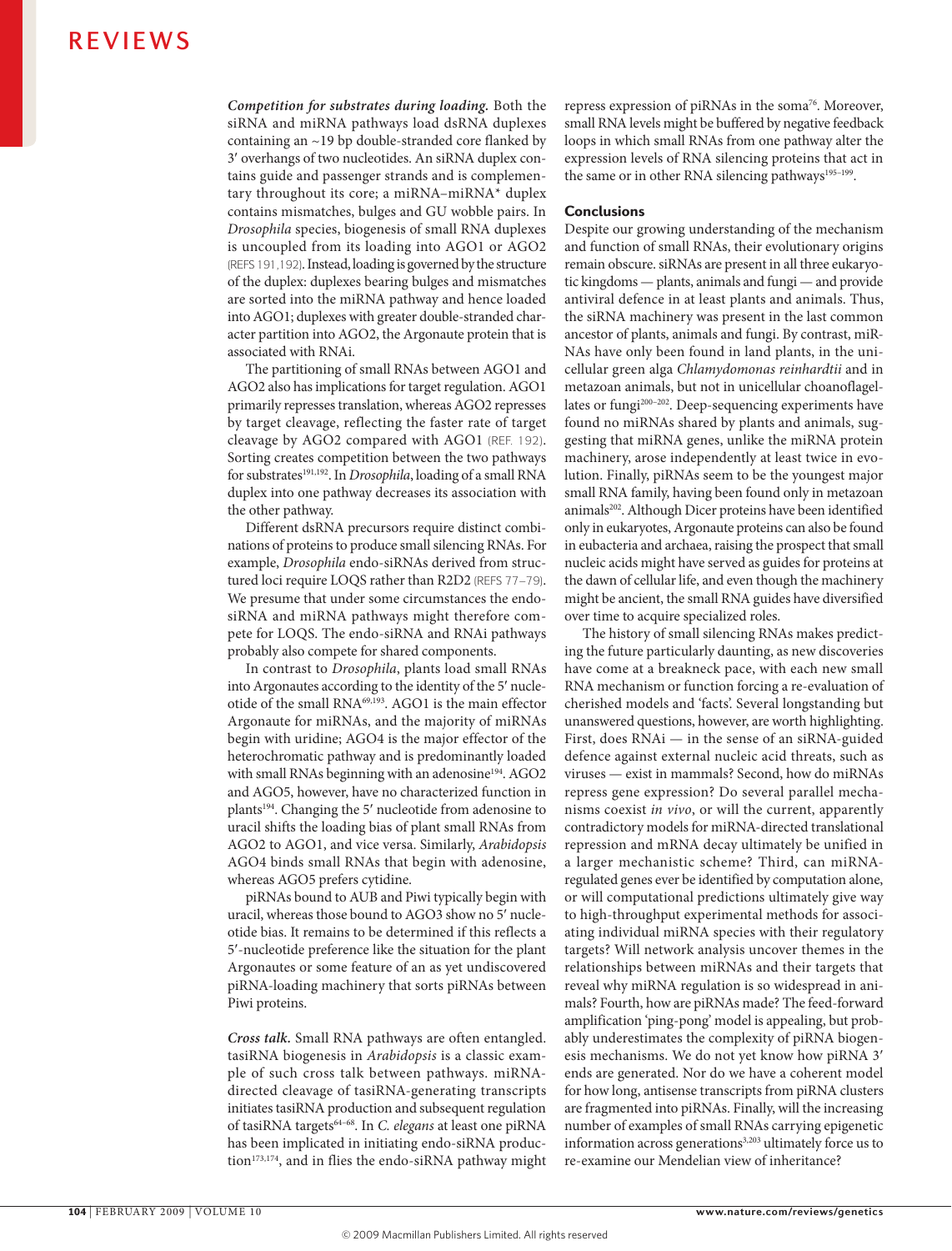***Competition for substrates during loading.*** Both the siRNA and miRNA pathways load dsRNA duplexes containing an ~19 bp double-stranded core flanked by 3′ overhangs of two nucleotides. An siRNA duplex contains guide and passenger strands and is complementary throughout its core; a miRNA–miRNA* duplex contains mismatches, bulges and GU wobble pairs. In *Drosophila* species, biogenesis of small RNA duplexes is uncoupled from its loading into AGO1 or AGO2 (REFS 191,192). Instead, loading is governed by the structure of the duplex: duplexes bearing bulges and mismatches are sorted into the miRNA pathway and hence loaded into AGO1; duplexes with greater double-stranded character partition into AGO2, the Argonaute protein that is associated with RNAi.

The partitioning of small RNAs between AGO1 and AGO2 also has implications for target regulation. AGO1 primarily represses translation, whereas AGO2 represses by target cleavage, reflecting the faster rate of target cleavage by AGO2 compared with AGO1 (REF. 192). Sorting creates competition between the two pathways for substrates[191,192]. In *Drosophila*, loading of a small RNA duplex into one pathway decreases its association with the other pathway.

Different dsRNA precursors require distinct combinations of proteins to produce small silencing RNAs. For example, *Drosophila* endo-siRNAs derived from structured loci require LOQS rather than R2D2 (REFS 77–79). We presume that under some circumstances the endo-siRNA and miRNA pathways might therefore compete for LOQS. The endo-siRNA and RNAi pathways probably also compete for shared components.

In contrast to *Drosophila*, plants load small RNAs into Argonautes according to the identity of the 5′ nucleotide of the small RNA[69,193]. AGO1 is the main effector Argonaute for miRNAs, and the majority of miRNAs begin with uridine; AGO4 is the major effector of the heterochromatic pathway and is predominantly loaded with small RNAs beginning with an adenosine[194]. AGO2 and AGO5, however, have no characterized function in plants[194]. Changing the 5′ nucleotide from adenosine to uracil shifts the loading bias of plant small RNAs from AGO2 to AGO1, and vice versa. Similarly, *Arabidopsis* AGO4 binds small RNAs that begin with adenosine, whereas AGO5 prefers cytidine.

piRNAs bound to AUB and Piwi typically begin with uracil, whereas those bound to AGO3 show no 5′ nucleotide bias. It remains to be determined if this reflects a 5′-nucleotide preference like the situation for the plant Argonautes or some feature of an as yet undiscovered piRNA-loading machinery that sorts piRNAs between Piwi proteins.

***Cross talk.*** Small RNA pathways are often entangled. tasiRNA biogenesis in *Arabidopsis* is a classic example of such cross talk between pathways. miRNA-directed cleavage of tasiRNA-generating transcripts initiates tasiRNA production and subsequent regulation of tasiRNA targets[64–68]. In *C. elegans* at least one piRNA has been implicated in initiating endo-siRNA production[173,174], and in flies the endo-siRNA pathway might repress expression of piRNAs in the soma[76]. Moreover, small RNA levels might be buffered by negative feedback loops in which small RNAs from one pathway alter the expression levels of RNA silencing proteins that act in the same or in other RNA silencing pathways[195–199].

## Conclusions

Despite our growing understanding of the mechanism and function of small RNAs, their evolutionary origins remain obscure. siRNAs are present in all three eukaryotic kingdoms — plants, animals and fungi — and provide antiviral defence in at least plants and animals. Thus, the siRNA machinery was present in the last common ancestor of plants, animals and fungi. By contrast, miRNAs have only been found in land plants, in the unicellular green alga *Chlamydomonas reinhardtii* and in metazoan animals, but not in unicellular choanoflagellates or fungi[200–202]. Deep-sequencing experiments have found no miRNAs shared by plants and animals, suggesting that miRNA genes, unlike the miRNA protein machinery, arose independently at least twice in evolution. Finally, piRNAs seem to be the youngest major small RNA family, having been found only in metazoan animals[202]. Although Dicer proteins have been identified only in eukaryotes, Argonaute proteins can also be found in eubacteria and archaea, raising the prospect that small nucleic acids might have served as guides for proteins at the dawn of cellular life, and even though the machinery might be ancient, the small RNA guides have diversified over time to acquire specialized roles.

The history of small silencing RNAs makes predicting the future particularly daunting, as new discoveries have come at a breakneck pace, with each new small RNA mechanism or function forcing a re-evaluation of cherished models and 'facts'. Several longstanding but unanswered questions, however, are worth highlighting. First, does RNAi — in the sense of an siRNA-guided defence against external nucleic acid threats, such as viruses — exist in mammals? Second, how do miRNAs repress gene expression? Do several parallel mechanisms coexist *in vivo*, or will the current, apparently contradictory models for miRNA-directed translational repression and mRNA decay ultimately be unified in a larger mechanistic scheme? Third, can miRNA-regulated genes ever be identified by computation alone, or will computational predictions ultimately give way to high-throughput experimental methods for associating individual miRNA species with their regulatory targets? Will network analysis uncover themes in the relationships between miRNAs and their targets that reveal why miRNA regulation is so widespread in animals? Fourth, how are piRNAs made? The feed-forward amplification 'ping-pong' model is appealing, but probably underestimates the complexity of piRNA biogenesis mechanisms. We do not yet know how piRNA 3′ ends are generated. Nor do we have a coherent model for how long, antisense transcripts from piRNA clusters are fragmented into piRNAs. Finally, will the increasing number of examples of small RNAs carrying epigenetic information across generations[3,203] ultimately force us to re-examine our Mendelian view of inheritance?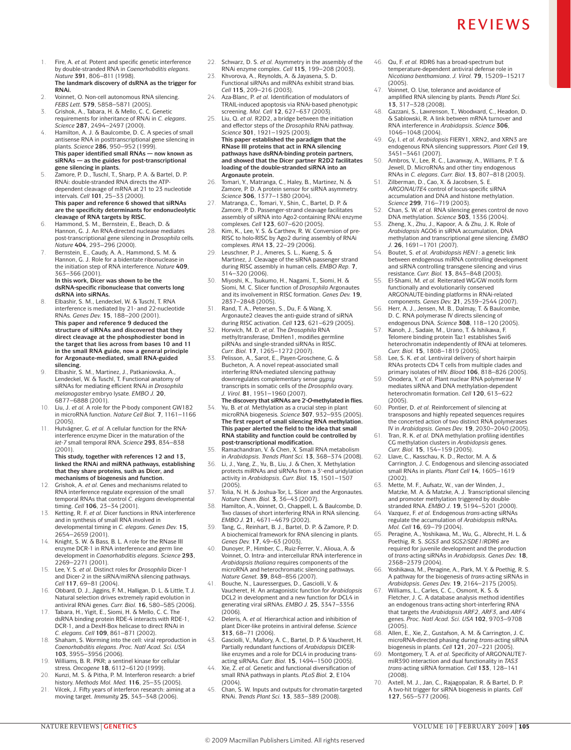1. Fire, A. *et al.* Potent and specific genetic interference by double-stranded RNA in *Caenorhabditis elegans*. *Nature* **391**, 806–811 (1998).
**The landmark discovery of dsRNA as the trigger for RNAi.**
2. Voinnet, O. Non-cell autonomous RNA silencing. *FEBS Lett.* **579**, 5858–5871 (2005).
3. Grishok, A., Tabara, H. & Mello, C. C. Genetic requirements for inheritance of RNAi in *C. elegans*. *Science* **287**, 2494–2497 (2000).
4. Hamilton, A. J. & Baulcombe, D. C. A species of small antisense RNA in posttranscriptional gene silencing in plants. *Science* **286**, 950–952 (1999).
**This paper identified small RNAs — now known as siRNAs — as the guides for post-transcriptional gene silencing in plants.**
5. Zamore, P. D., Tuschl, T., Sharp, P. A. & Bartel, D. P. RNAi: double-stranded RNA directs the ATP-dependent cleavage of mRNA at 21 to 23 nucleotide intervals. *Cell* **101**, 25–33 (2000).
**This paper and reference 6 showed that siRNAs are the specificity determinants for endonucleolytic cleavage of RNA targets by RISC.**
6. Hammond, S. M., Bernstein, E., Beach, D. & Hannon, G. J. An RNA-directed nuclease mediates post-transcriptional gene silencing in *Drosophila* cells. *Nature* **404**, 293–296 (2000).
7. Bernstein, E., Caudy, A. A., Hammond, S. M. & Hannon, G. J. Role for a bidentate ribonuclease in the initiation step of RNA interference. *Nature* **409**, 363–366 (2001).
**In this work, Dicer was shown to be the dsRNA-specific ribonuclease that converts long dsRNA into siRNAs.**
8. Elbashir, S. M., Lendeckel, W. & Tuschl, T. RNA interference is mediated by 21- and 22-nucleotide RNAs. *Genes Dev.* **15**, 188–200 (2001).
**This paper and reference 9 deduced the structure of siRNAs and discovered that they direct cleavage at the phosphodiester bond in the target that lies across from bases 10 and 11 in the small RNA guide, now a general principle for Argonaute-mediated, small RNA-guided silencing.**
9. Elbashir, S. M., Martinez, J., Patkaniowska, A., Lendeckel, W. & Tuschl, T. Functional anatomy of siRNAs for mediating efficient RNAi in *Drosophila melanogaster* embryo lysate. *EMBO J.* **20**, 6877–6888 (2001).
10. Liu, J. *et al.* A role for the P-body component GW182 in microRNA function. *Nature Cell Biol.* **7**, 1161–1166 (2005).
11. Hutvágner, G. *et al.* A cellular function for the RNA-interference enzyme Dicer in the maturation of the *let-7* small temporal RNA. *Science* **293**, 834–838 (2001).
**This study, together with references 12 and 13, linked the RNAi and miRNA pathways, establishing that they share proteins, such as Dicer, and mechanisms of biogenesis and function.**
12. Grishok, A. *et al.* Genes and mechanisms related to RNA interference regulate expression of the small temporal RNAs that control *C. elegans* developmental timing. *Cell* **106**, 23–34 (2001).
13. Ketting, R. F. *et al.* Dicer functions in RNA interference and in synthesis of small RNA involved in developmental timing in *C. elegans*. *Genes Dev.* **15**, 2654–2659 (2001).
14. Knight, S. W. & Bass, B. L. A role for the RNase III enzyme DCR-1 in RNA interference and germ line development in *Caenorhabditis elegans*. *Science* **293**, 2269–2271 (2001).
15. Lee, Y. S. *et al.* Distinct roles for *Drosophila* Dicer-1 and Dicer-2 in the siRNA/miRNA silencing pathways. *Cell* **117**, 69–81 (2004).
16. Obbard, D. J., Jiggins, F. M., Halligan, D. L. & Little, T. J. Natural selection drives extremely rapid evolution in antiviral RNAi genes. *Curr. Biol.* **16**, 580–585 (2006).
17. Tabara, H., Yigit, E., Siomi, H. & Mello, C. C. The dsRNA binding protein RDE-4 interacts with RDE-1, DCR-1, and a DexH-Box helicase to direct RNAi in *C. elegans*. *Cell* **109**, 861–871 (2002).
18. Shaham, S. Worming into the cell: viral reproduction in *Caenorhabditis elegans*. *Proc. Natl Acad. Sci. USA* **103**, 3955–3956 (2006).
19. Williams, B. R. PKR; a sentinel kinase for cellular stress. *Oncogene* **18**, 6112–6120 (1999).
20. Kunzi, M. S. & Pitha, P. M. Interferon research: a brief history. *Methods Mol. Med.* **116**, 25–35 (2005).
21. Vilcek, J. Fifty years of interferon research: aiming at a moving target. *Immunity* **25**, 343–348 (2006).
22. Schwarz, D. S. *et al.* Asymmetry in the assembly of the RNAi enzyme complex. *Cell* **115**, 199–208 (2003).
23. Khvorova, A., Reynolds, A. & Jayasena, S. D. Functional siRNAs and miRNAs exhibit strand bias. *Cell* **115**, 209–216 (2003).
24. Aza-Blanc, P. *et al.* Identification of modulators of TRAIL-induced apoptosis via RNAi-based phenotypic screening. *Mol. Cell* **12**, 627–637 (2003).
25. Liu, Q. *et al.* R2D2, a bridge between the initiation and effector steps of the *Drosophila* RNAi pathway. *Science* **301**, 1921–1925 (2003).
**This paper established the paradigm that the RNase III proteins that act in RNA silencing pathways have dsRNA-binding protein partners, and showed that the Dicer partner R2D2 facilitates loading of the double-stranded siRNA into an Argonaute protein.**
26. Tomari, Y., Matranga, C., Haley, B., Martinez, N. & Zamore, P. D. A protein sensor for siRNA asymmetry. *Science* **306**, 1377–1380 (2004).
27. Matranga, C., Tomari, Y., Shin, C., Bartel, D. P. & Zamore, P. D. Passenger-strand cleavage facilitates assembly of siRNA into Ago2-containing RNAi enzyme complexes. *Cell* **123**, 607–620 (2005).
28. Kim, K., Lee, Y. S. & Carthew, R. W. Conversion of pre-RISC to holo-RISC by Ago2 during assembly of RNAi complexes. *RNA* **13**, 22–29 (2006).
29. Leuschner, P. J., Ameres, S. L., Kueng, S. & Martinez, J. Cleavage of the siRNA passenger strand during RISC assembly in human cells. *EMBO Rep.* **7**, 314–320 (2006).
30. Miyoshi, K., Tsukumo, H., Nagami, T., Siomi, H. & Siomi, M. C. Slicer function of *Drosophila* Argonautes and its involvement in RISC formation. *Genes Dev.* **19**, 2837–2848 (2005).
31. Rand, T. A., Petersen, S., Du, F. & Wang, X. Argonaute2 cleaves the anti-guide strand of siRNA during RISC activation. *Cell* **123**, 621–629 (2005).
32. Horwich, M. D. *et al.* The *Drosophila* RNA methyltransferase, DmHen1, modifies germline piRNAs and single-stranded siRNAs in RISC. *Curr. Biol.* **17**, 1265–1272 (2007).
33. Pelisson, A., Sarot, E., Payen-Groschene, G. & Bucheton, A. A novel repeat-associated small interfering RNA-mediated silencing pathway downregulates complementary sense *gypsy* transcripts in somatic cells of the *Drosophila* ovary. *J. Virol.* **81**, 1951–1960 (2007).
**The discovery that siRNAs are 2′-*O*-methylated in flies.**
34. Yu, B. *et al.* Methylation as a crucial step in plant microRNA biogenesis. *Science* **307**, 932–935 (2005).
**The first report of small silencing RNA methylation. This paper alerted the field to the idea that small RNA stability and function could be controlled by post-transcriptional modification.**
35. Ramachandran, V. & Chen, X. Small RNA metabolism in *Arabidopsis*. *Trends Plant Sci.* **13**, 368–374 (2008).
36. Li, J., Yang, Z., Yu, B., Liu, J. & Chen, X. Methylation protects miRNAs and siRNAs from a 3′-end uridylation activity in *Arabidopsis*. *Curr. Biol.* **15**, 1501–1507 (2005).
37. Tolia, N. H. & Joshua-Tor, L. Slicer and the Argonautes. *Nature Chem. Biol.* **3**, 36–43 (2007).
38. Hamilton, A., Voinnet, O., Chappell, L. & Baulcombe, D. Two classes of short interfering RNA in RNA silencing. *EMBO J.* **21**, 4671–4679 (2002).
39. Tang, G., Reinhart, B. J., Bartel, D. P. & Zamore, P. D. A biochemical framework for RNA silencing in plants. *Genes Dev.* **17**, 49–63 (2003).
40. Dunoyer, P., Himber, C., Ruiz-Ferrer, V., Alioua, A. & Voinnet, O. Intra- and intercellular RNA interference in *Arabidopsis thaliana* requires components of the microRNA and heterochromatic silencing pathways. *Nature Genet.* **39**, 848–856 (2007).
41. Bouche, N., Lauressergues, D., Gasciolli, V. & Vaucheret, H. An antagonistic function for *Arabidopsis* DCL2 in development and a new function for DCL4 in generating viral siRNAs. *EMBO J.* **25**, 3347–3356 (2006).
42. Deleris, A. *et al.* Hierarchical action and inhibition of plant Dicer-like proteins in antiviral defense. *Science* **313**, 68–71 (2006).
43. Gasciolli, V., Mallory, A. C., Bartel, D. P. & Vaucheret, H. Partially redundant functions of *Arabidopsis* DICER-like enzymes and a role for DCL4 in producing trans-acting siRNAs. *Curr. Biol.* **15**, 1494–1500 (2005).
44. Xie, Z. *et al.* Genetic and functional diversification of small RNA pathways in plants. *PLoS Biol.* **2**, E104 (2004).
45. Chan, S. W. Inputs and outputs for chromatin-targeted RNAi. *Trends Plant Sci.* **13**, 383–389 (2008).
46. Qu, F. *et al.* RDR6 has a broad-spectrum but temperature-dependent antiviral defense role in *Nicotiana benthamiana*. *J. Virol.* **79**, 15209–15217 (2005).
47. Voinnet, O. Use, tolerance and avoidance of amplified RNA silencing by plants. *Trends Plant Sci.* **13**, 317–328 (2008).
48. Gazzani, S., Lawrenson, T., Woodward, C., Headon, D. & Sablowski, R. A link between mRNA turnover and RNA interference in *Arabidopsis*. *Science* **306**, 1046–1048 (2004).
49. Gy, I. *et al.* *Arabidopsis* FIERY1, XRN2, and XRN3 are endogenous RNA silencing suppressors. *Plant Cell* **19**, 3451–3461 (2007).
50. Ambros, V., Lee, R. C., Lavanway, A., Williams, P. T. & Jewell, D. MicroRNAs and other tiny endogenous RNAs in *C. elegans*. *Curr. Biol.* **13**, 807–818 (2003).
51. Zilberman, D., Cao, X. & Jacobsen, S. E. *ARGONAUTE4* control of locus-specific siRNA accumulation and DNA and histone methylation. *Science* **299**, 716–719 (2003).
52. Chan, S. W. *et al.* RNA silencing genes control de novo DNA methylation. *Science* **303**, 1336 (2004).
53. Zheng, X., Zhu, J., Kapoor, A. & Zhu, J. K. Role of *Arabidopsis* AGO6 in siRNA accumulation, DNA methylation and transcriptional gene silencing. *EMBO J.* **26**, 1691–1701 (2007).
54. Boutet, S. *et al.* *Arabidopsis HEN1*: a genetic link between endogenous miRNA controlling development and siRNA controlling transgene silencing and virus resistance. *Curr. Biol.* **13**, 843–848 (2003).
55. El-Shami, M. *et al.* Reiterated WG/GW motifs form functionally and evolutionarily conserved ARGONAUTE-binding platforms in RNAi-related components. *Genes Dev.* **21**, 2539–2544 (2007).
56. Herr, A. J., Jensen, M. B., Dalmay, T. & Baulcombe, D. C. RNA polymerase IV directs silencing of endogenous DNA. *Science* **308**, 118–120 (2005).
57. Kanoh, J., Sadaie, M., Urano, T. & Ishikawa, F. Telomere binding protein Taz1 establishes Swi6 heterochromatin independently of RNAi at telomeres. *Curr. Biol.* **15**, 1808–1819 (2005).
58. Lee, S. K. *et al.* Lentiviral delivery of short hairpin RNAs protects CD4 T cells from multiple clades and primary isolates of HIV. *Blood* **106**, 818–826 (2005).
59. Onodera, Y. *et al.* Plant nuclear RNA polymerase IV mediates siRNA and DNA methylation-dependent heterochromatin formation. *Cell* **120**, 613–622 (2005).
60. Pontier, D. *et al.* Reinforcement of silencing at transposons and highly repeated sequences requires the concerted action of two distinct RNA polymerases IV in *Arabidopsis*. *Genes Dev.* **19**, 2030–2040 (2005).
61. Tran, R. K. *et al.* DNA methylation profiling identifies CG methylation clusters in *Arabidopsis* genes. *Curr. Biol.* **15**, 154–159 (2005).
62. Llave, C., Kasschau, K. D., Rector, M. A. & Carrington, J. C. Endogenous and silencing-associated small RNAs in plants. *Plant Cell* **14**, 1605–1619 (2002).
63. Mette, M. F., Aufsatz, W., van der Winden, J., Matzke, M. A. & Matzke, A. J. Transcriptional silencing and promoter methylation triggered by double-stranded RNA. *EMBO J.* **19**, 5194–5201 (2000).
64. Vazquez, F. *et al.* Endogenous *trans*-acting siRNAs regulate the accumulation of *Arabidopsis* mRNAs. *Mol. Cell* **16**, 69–79 (2004).
65. Peragine, A., Yoshikawa, M., Wu, G., Albrecht, H. L. & Poethig, R. S. *SGS3* and *SGS2/SDE1/RDR6* are required for juvenile development and the production of *trans*-acting siRNAs in *Arabidopsis*. *Genes Dev.* **18**, 2368–2379 (2004).
66. Yoshikawa, M., Peragine, A., Park, M. Y. & Poethig, R. S. A pathway for the biogenesis of *trans*-acting siRNAs in *Arabidopsis*. *Genes Dev.* **19**, 2164–2175 (2005).
67. Williams, L., Carles, C. C., Osmont, K. S. & Fletcher, J. C. A database analysis method identifies an endogenous trans-acting short-interfering RNA that targets the *Arabidopsis ARF2*, *ARF3*, and *ARF4* genes. *Proc. Natl Acad. Sci. USA* **102**, 9703–9708 (2005).
68. Allen, E., Xie, Z., Gustafson, A. M. & Carrington, J. C. microRNA-directed phasing during *trans*-acting siRNA biogenesis in plants. *Cell* **121**, 207–221 (2005).
69. Montgomery, T. A. *et al.* Specificity of ARGONAUTE7-miR390 interaction and dual functionality in *TAS3 trans*-acting siRNA formation. *Cell* **133**, 128–141 (2008).
70. Axtell, M. J., Jan, C., Rajagopalan, R. & Bartel, D. P. A two-hit trigger for siRNA biogenesis in plants. *Cell* **127**, 565–577 (2006).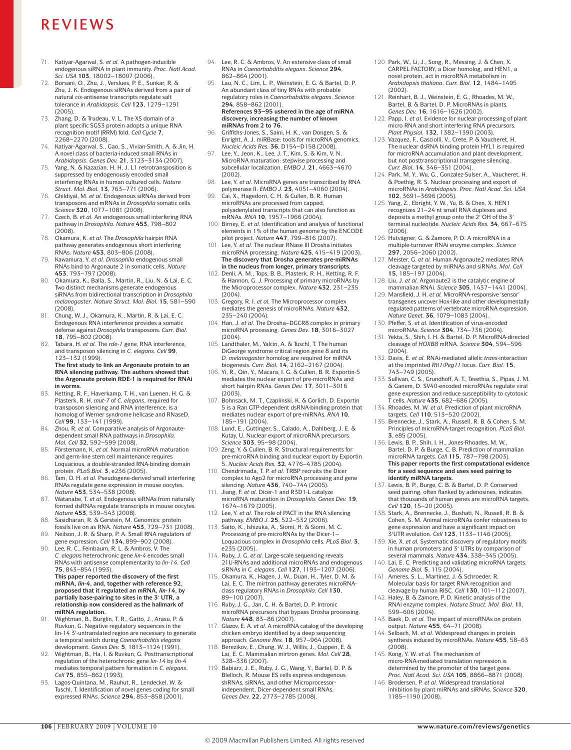71. Katiyar-Agarwal, S. *et al.* A pathogen-inducible endogenous siRNA in plant immunity. *Proc. Natl Acad. Sci. USA* **103**, 18002–18007 (2006).
72. Borsani, O., Zhu, J., Verslues, P. E., Sunkar, R. & Zhu, J. K. Endogenous siRNAs derived from a pair of natural *cis*-antisense transcripts regulate salt tolerance in *Arabidopsis*. *Cell* **123**, 1279–1291 (2005).
73. Zhang, D. & Trudeau, V. L. The XS domain of a plant specific SGS3 protein adopts a unique RNA recognition motif (RRM) fold. *Cell Cycle* **7**, 2268–2270 (2008).
74. Katiyar-Agarwal, S., Gao, S., Vivian-Smith, A. & Jin, H. A novel class of bacteria-induced small RNAs in *Arabidopsis*. *Genes Dev.* **21**, 3123–3134 (2007).
75. Yang, N. & Kazazian, H. H. J. L1 retrotransposition is suppressed by endogenously encoded small interfering RNAs in human cultured cells. *Nature Struct. Mol. Biol.* **13**, 763–771 (2006).
76. Ghildiyal, M. *et al.* Endogenous siRNAs derived from transposons and mRNAs in *Drosophila* somatic cells. *Science* **320**, 1077–1081 (2008).
77. Czech, B. *et al.* An endogenous small interfering RNA pathway in *Drosophila*. *Nature* **453**, 798–802 (2008).
78. Okamura, K. *et al.* The *Drosophila* hairpin RNA pathway generates endogenous short interfering RNAs. *Nature* **453**, 803–806 (2008).
79. Kawamura, Y. *et al. Drosophila* endogenous small RNAs bind to Argonaute 2 in somatic cells. *Nature* **453**, 793–797 (2008).
80. Okamura, K., Balla, S., Martin, R., Liu, N. & Lai, E. C. Two distinct mechanisms generate endogenous siRNAs from bidirectional transcription in *Drosophila melanogaster*. *Nature Struct. Mol. Biol.* **15**, 581–590 (2008).
81. Chung, W. J., Okamura, K., Martin, R. & Lai, E. C. Endogenous RNA interference provides a somatic defense against *Drosophila* transposons. *Curr. Biol.* **18**, 795–802 (2008).
82. Tabara, H. *et al.* The *rde-1* gene, RNA interference, and transposon silencing in *C. elegans*. *Cell* **99**, 123–132 (1999).
    **The first study to link an Argonaute protein to an RNA silencing pathway. The authors showed that the Argonaute protein RDE-1 is required for RNAi in worms.**
83. Ketting, R. F., Haverkamp, T. H., van Luenen, H. G. & Plasterk, R. H. *mut-7* of *C. elegans*, required for transposon silencing and RNA interference, is a homolog of Werner syndrome helicase and RNaseD. *Cell* **99**, 133–141 (1999).
84. Zhou, R. *et al.* Comparative analysis of Argonaute-dependent small RNA pathways in *Drosophila*. *Mol. Cell* **32**, 592–599 (2008).
85. Förstemann, K. *et al.* Normal microRNA maturation and germ-line stem cell maintenance requires Loquacious, a double-stranded RNA-binding domain protein. *PLoS Biol.* **3**, e236 (2005).
86. Tam, O. H. *et al.* Pseudogene-derived small interfering RNAs regulate gene expression in mouse oocytes. *Nature* **453**, 534–538 (2008).
87. Watanabe, T. *et al.* Endogenous siRNAs from naturally formed dsRNAs regulate transcripts in mouse oocytes. *Nature* **453**, 539–543 (2008).
88. Sasidharan, R. & Gerstein, M. Genomics: protein fossils live on as RNA. *Nature* **453**, 729–731 (2008).
89. Neilson, J. R. & Sharp, P. A. Small RNA regulators of gene expression. *Cell* **134**, 899–902 (2008).
90. Lee, R. C., Feinbaum, R. L. & Ambros, V. The *C. elegans* heterochronic gene *lin-4* encodes small RNAs with antisense complementarity to *lin-14*. *Cell* **75**, 843–854 (1993).
    **This paper reported the discovery of the first miRNA, *lin-4*, and, together with reference 92, proposed that it regulated an mRNA, *lin-14*, by partially base-pairing to sites in the 3′ UTR, a relationship now considered as the hallmark of miRNA regulation.**
91. Wightman, B., Burglin, T. R., Gatto, J., Arasu, P. & Ruvkun, G. Negative regulatory sequences in the lin-14 3′-untranslated region are necessary to generate a temporal switch during *Caenorhabditis elegans* development. *Genes Dev.* **5**, 1813–1124 (1991).
92. Wightman, B., Ha, I. & Ruvkun, G. Posttranscriptional regulation of the heterochronic gene *lin-14* by *lin-4* mediates temporal pattern formation in *C. elegans*. *Cell* **75**, 855–862 (1993).
93. Lagos-Quintana, M., Rauhut, R., Lendeckel, W. & Tuschl, T. Identification of novel genes coding for small expressed RNAs. *Science* **294**, 853–858 (2001).
94. Lee, R. C. & Ambros, V. An extensive class of small RNAs in *Caenorhabditis elegans*. *Science* **294**, 862–864 (2001).
95. Lau, N. C., Lim, L. P., Weinstein, E. G. & Bartel, D. P. An abundant class of tiny RNAs with probable regulatory roles in *Caenorhabditis elegans*. *Science* **294**, 858–862 (2001).
    **References 93–95 ushered in the age of miRNA discovery, increasing the number of known miRNAs from 2 to 76.**
96. Griffiths-Jones, S., Saini, H. K., van Dongen, S. & Enright, A. J. miRBase: tools for microRNA genomics. *Nucleic Acids Res.* **36**, D154–D158 (2008).
97. Lee, Y., Jeon, K., Lee, J. T., Kim, S. & Kim, V. N. MicroRNA maturation: stepwise processing and subcellular localization. *EMBO J.* **21**, 4663–4670 (2002).
98. Lee, Y. *et al.* MicroRNA genes are transcribed by RNA polymerase II. *EMBO J.* **23**, 4051–4060 (2004).
99. Cai, X., Hagedorn, C. H. & Cullen, B. R. Human microRNAs are processed from capped, polyadenylated transcripts that can also function as mRNAs. *RNA* **10**, 1957–1966 (2004).
100. Birney, E. *et al.* Identification and analysis of functional elements in 1% of the human genome by the ENCODE pilot project. *Nature* **447**, 799–816 (2007).
101. Lee, Y. *et al.* The nuclear RNase III Drosha initiates microRNA processing. *Nature* **425**, 415–419 (2003).
    **The discovery that Drosha generates pre-miRNAs in the nucleus from longer, primary transcripts.**
102. Denli, A. M., Tops, B. B., Plasterk, R. H., Ketting, R. F. & Hannon, G. J. Processing of primary microRNAs by the Microprocessor complex. *Nature* **432**, 231–235 (2004).
103. Gregory, R. I. *et al.* The Microprocessor complex mediates the genesis of microRNAs. *Nature* **432**, 235–240 (2004).
104. Han, J. *et al.* The Drosha–DGCR8 complex in primary microRNA processing. *Genes Dev.* **18**, 3016–3027 (2004).
105. Landthaler, M., Yalcin, A. & Tuschl, T. The human DiGeorge syndrome critical region gene 8 and its *D. melanogaster* homolog are required for miRNA biogenesis. *Curr. Biol.* **14**, 2162–2167 (2004).
106. Yi, R., Qin, Y., Macara, I. G. & Cullen, B. R. Exportin-5 mediates the nuclear export of pre-microRNAs and short hairpin RNAs. *Genes Dev.* **17**, 3011–3016 (2003).
107. Bohnsack, M. T., Czaplinski, K. & Gorlich, D. Exportin 5 is a Ran GTP-dependent dsRNA-binding protein that mediates nuclear export of pre-miRNAs. *RNA* **10**, 185–191 (2004).
108. Lund, E., Guttinger, S., Calado, A., Dahlberg, J. E. & Kutay, U. Nuclear export of microRNA precursors. *Science* **303**, 95–98 (2004).
109. Zeng, Y. & Cullen, B. R. Structural requirements for pre-microRNA binding and nuclear export by Exportin 5. *Nucleic Acids Res.* **32**, 4776–4785 (2004).
110. Chendrimada, T. P. *et al.* TRBP recruits the Dicer complex to Ago2 for microRNA processing and gene silencing. *Nature* **436**, 740–744 (2005).
111. Jiang, F. *et al.* Dicer-1 and R3D1-L catalyze microRNA maturation in *Drosophila*. *Genes Dev.* **19**, 1674–1679 (2005).
112. Lee, Y. *et al.* The role of PACT in the RNA silencing pathway. *EMBO J.* **25**, 522–532 (2006).
113. Saito, K., Ishizuka, A., Siomi, H. & Siomi, M. C. Processing of pre-microRNAs by the Dicer-1–Loquacious complex in *Drosophila* cells. *PLoS Biol.* **3**, e235 (2005).
114. Ruby, J. G. *et al.* Large-scale sequencing reveals 21U-RNAs and additional microRNAs and endogenous siRNAs in *C. elegans*. *Cell* **127**, 1193–1207 (2006).
115. Okamura, K., Hagen, J. W., Duan, H., Tyler, D. M. & Lai, E. C. The mirtron pathway generates microRNA-class regulatory RNAs in *Drosophila*. *Cell* **130**, 89–100 (2007).
116. Ruby, J. G., Jan, C. H. & Bartel, D. P. Intronic microRNA precursors that bypass Drosha processing. *Nature* **448**, 83–86 (2007).
117. Glazov, E. A. *et al.* A microRNA catalog of the developing chicken embryo identified by a deep sequencing approach. *Genome Res.* **18**, 957–964 (2008).
118. Berezikov, E., Chung, W. J., Willis, J., Cuppen, E. & Lai, E. C. Mammalian mirtron genes. *Mol. Cell* **28**, 328–336 (2007).
119. Babiarz, J. E., Ruby, J. G., Wang, Y., Bartel, D. P. & Blelloch, R. Mouse ES cells express endogenous shRNAs, siRNAs, and other Microprocessor-independent, Dicer-dependent small RNAs. *Genes Dev.* **22**, 2773–2785 (2008).
120. Park, W., Li, J., Song, R., Messing, J. & Chen, X. CARPEL FACTORY, a Dicer homolog, and HEN1, a novel protein, act in microRNA metabolism in *Arabidopsis thaliana*. *Curr. Biol.* **12**, 1484–1495 (2002).
121. Reinhart, B. J., Weinstein, E. G., Rhoades, M. W., Bartel, B. & Bartel, D. P. MicroRNAs in plants. *Genes Dev.* **16**, 1616–1626 (2002).
122. Papp, I. *et al.* Evidence for nuclear processing of plant micro RNA and short interfering RNA precursors. *Plant Physiol.* **132**, 1382–1390 (2003).
123. Vazquez, F., Gascioli, V., Crete, P. & Vaucheret, H. The nuclear dsRNA binding protein HYL1 is required for microRNA accumulation and plant development, but not posttranscriptional transgene silencing. *Curr. Biol.* **14**, 346–351 (2004).
124. Park, M. Y., Wu, G., Gonzalez-Sulser, A., Vaucheret, H. & Poethig, R. S. Nuclear processing and export of microRNAs in *Arabidopsis*. *Proc. Natl Acad. Sci. USA* **102**, 3691–3696 (2005).
125. Yang, Z., Ebright, Y. W., Yu, B. & Chen, X. HEN1 recognizes 21–24 nt small RNA duplexes and deposits a methyl group onto the 2′ OH of the 3′ terminal nucleotide. *Nucleic Acids Res.* **34**, 667–675 (2006).
126. Hutvágner, G. & Zamore, P. D. A microRNA in a multiple-turnover RNAi enzyme complex. *Science* **297**, 2056–2060 (2002).
127. Meister, G. *et al.* Human Argonaute2 mediates RNA cleavage targeted by miRNAs and siRNAs. *Mol. Cell* **15**, 185–197 (2004).
128. Liu, J. *et al.* Argonaute2 is the catalytic engine of mammalian RNAi. *Science* **305**, 1437–1441 (2004).
129. Mansfield, J. H. *et al.* MicroRNA-responsive 'sensor' transgenes uncover Hox-like and other developmentally regulated patterns of vertebrate microRNA expression. *Nature Genet.* **36**, 1079–1083 (2004).
130. Pfeffer, S. *et al.* Identification of virus-encoded microRNAs. *Science* **304**, 734–736 (2004).
131. Yekta, S., Shih, I. H. & Bartel, D. P. MicroRNA-directed cleavage of *HOXB8* mRNA. *Science* **304**, 594–596 (2004).
132. Davis, E. *et al.* RNAi-mediated allelic *trans*-interaction at the imprinted *Rtl1*/*Peg11* locus. *Curr. Biol.* **15**, 743–749 (2005).
133. Sullivan, C. S., Grundhoff, A. T., Tevethia, S., Pipas, J. M. & Ganem, D. SV40-encoded microRNAs regulate viral gene expression and reduce susceptibility to cytotoxic T cells. *Nature* **435**, 682–686 (2005).
134. Rhoades, M. W. *et al.* Prediction of plant microRNA targets. *Cell* **110**, 513–520 (2002).
135. Brennecke, J., Stark, A., Russell, R. B. & Cohen, S. M. Principles of microRNA-target recognition. *PLoS Biol.* **3**, e85 (2005).
136. Lewis, B. P., Shih, I. H., Jones-Rhoades, M. W., Bartel, D. P. & Burge, C. B. Prediction of mammalian microRNA targets. *Cell* **115**, 787–798 (2003).
    **This paper reports the first computational evidence for a seed sequence and uses seed pairing to identify miRNA targets.**
137. Lewis, B. P., Burge, C. B. & Bartel, D. P. Conserved seed pairing, often flanked by adenosines, indicates that thousands of human genes are microRNA targets. *Cell* **120**, 15–20 (2005).
138. Stark, A., Brennecke, J., Bushati, N., Russell, R. B. & Cohen, S. M. Animal microRNAs confer robustness to gene expression and have a significant impact on 3′UTR evolution. *Cell* **123**, 1133–1146 (2005).
139. Xie, X. *et al.* Systematic discovery of regulatory motifs in human promoters and 3′ UTRs by comparison of several mammals. *Nature* **434**, 338–345 (2005).
140. Lai, E. C. Predicting and validating microRNA targets. *Genome Biol.* **5**, 115 (2004).
141. Ameres, S. L., Martinez, J. & Schroeder, R. Molecular basis for target RNA recognition and cleavage by human RISC. *Cell* **130**, 101–112 (2007).
142. Haley, B. & Zamore, P. D. Kinetic analysis of the RNAi enzyme complex. *Nature Struct. Mol. Biol.* **11**, 599–606 (2004).
143. Baek, D. *et al.* The impact of microRNAs on protein output. *Nature* **455**, 64–71 (2008).
144. Selbach, M. *et al.* Widespread changes in protein synthesis induced by microRNAs. *Nature* **455**, 58–63 (2008).
145. Kong, Y. W. *et al.* The mechanism of micro-RNA-mediated translation repression is determined by the promoter of the target gene. *Proc. Natl Acad. Sci. USA* **105**, 8866–8871 (2008).
146. Brodersen, P. *et al.* Widespread translational inhibition by plant miRNAs and siRNAs. *Science* **320**, 1185–1190 (2008).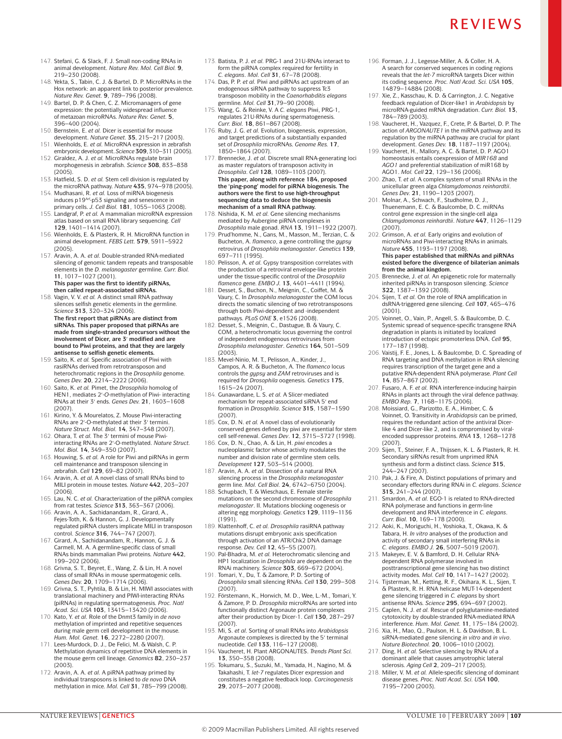147. Stefani, G. & Slack, F. J. Small non-coding RNAs in animal development. *Nature Rev. Mol. Cell Biol.* **9**, 219–230 (2008).
148. Yekta, S., Tabin, C. J. & Bartel, D. P. MicroRNAs in the Hox network: an apparent link to posterior prevalence. *Nature Rev. Genet.* **9**, 789–796 (2008).
149. Bartel, D. P. & Chen, C. Z. Micromanagers of gene expression: the potentially widespread influence of metazoan microRNAs. *Nature Rev. Genet.* **5**, 396–400 (2004).
150. Bernstein, E. *et al.* Dicer is essential for mouse development. *Nature Genet.* **35**, 215–217 (2003).
151. Wienholds, E. *et al.* MicroRNA expression in zebrafish embryonic development. *Science* **309**, 310–311 (2005).
152. Giraldez, A. J. *et al.* MicroRNAs regulate brain morphogenesis in zebrafish. *Science* **308**, 833–838 (2005).
153. Hatfield, S. D. *et al.* Stem cell division is regulated by the microRNA pathway. *Nature* **435**, 974–978 (2005).
154. Mudhasani, R. *et al.* Loss of miRNA biogenesis induces p19$^{Arf}$-p53 signaling and senescence in primary cells. *J. Cell Biol.* **181**, 1055–1063 (2008).
155. Landgraf, P. *et al.* A mammalian microRNA expression atlas based on small RNA library sequencing. *Cell* **129**, 1401–1414 (2007).
156. Wienholds, E. & Plasterk, R. H. MicroRNA function in animal development. *FEBS Lett.* **579**, 5911–5922 (2005).
157. Aravin, A. A. *et al.* Double-stranded RNA-mediated silencing of genomic tandem repeats and transposable elements in the *D. melanogaster* germline. *Curr. Biol.* **11**, 1017–1027 (2001).
**This paper was the first to identify piRNAs, then called repeat-associated siRNAs.**
158. Vagin, V. V. *et al.* A distinct small RNA pathway silences selfish genetic elements in the germline. *Science* **313**, 320–324 (2006).
**The first report that piRNAs are distinct from siRNAs. This paper proposed that piRNAs are made from single-stranded precursors without the involvement of Dicer, are 3′ modified and are bound to Piwi proteins, and that they are largely antisense to selfish genetic elements.**
159. Saito, K. *et al.* Specific association of Piwi with rasiRNAs derived from retrotransposon and heterochromatic regions in the *Drosophila* genome. *Genes Dev.* **20**, 2214–2222 (2006).
160. Saito, K. *et al.* Pimet, the *Drosophila* homolog of HEN1, mediates 2′-*O*-methylation of Piwi- interacting RNAs at their 3′ ends. *Genes Dev.* **21**, 1603–1608 (2007).
161. Kirino, Y. & Mourelatos, Z. Mouse Piwi-interacting RNAs are 2′-O-methylated at their 3′ termini. *Nature Struct. Mol. Biol.* **14**, 347–348 (2007).
162. Ohara, T. *et al.* The 3′ termini of mouse Piwi-interacting RNAs are 2′-O-methylated. *Nature Struct. Mol. Biol.* **14**, 349–350 (2007).
163. Houwing, S. *et al.* A role for Piwi and piRNAs in germ cell maintenance and transposon silencing in zebrafish. *Cell* **129**, 69–82 (2007).
164. Aravin, A. *et al.* A novel class of small RNAs bind to MILI protein in mouse testes. *Nature* **442**, 203–207 (2006).
165. Lau, N. C. *et al.* Characterization of the piRNA complex from rat testes. *Science* **313**, 363–367 (2006).
166. Aravin, A. A., Sachidanandam, R., Girard, A., Fejes-Toth, K. & Hannon, G. J. Developmentally regulated piRNA clusters implicate MILI in transposon control. *Science* **316**, 744–747 (2007).
167. Girard, A., Sachidanandam, R., Hannon, G. J. & Carmell, M. A. A germline-specific class of small RNAs binds mammalian Piwi proteins. *Nature* **442**, 199–202 (2006).
168. Grivna, S. T., Beyret, E., Wang, Z. & Lin, H. A novel class of small RNAs in mouse spermatogenic cells. *Genes Dev.* **20**, 1709–1714 (2006).
169. Grivna, S. T., Pyhtila, B. & Lin, H. MIWI associates with translational machinery and PIWI-interacting RNAs (piRNAs) in regulating spermatogenesis. *Proc. Natl Acad. Sci. USA* **103**, 13415–13420 (2006).
170. Kato, Y. *et al.* Role of the Dnmt3 family in *de novo* methylation of imprinted and repetitive sequences during male germ cell development in the mouse. *Hum. Mol. Genet.* **16**, 2272–2280 (2007).
171. Lees-Murdock, D. J., De Felici, M. & Walsh, C. P. Methylation dynamics of repetitive DNA elements in the mouse germ cell lineage. *Genomics* **82**, 230–237 (2003).
172. Aravin, A. A. *et al.* A piRNA pathway primed by individual transposons is linked to *de novo* DNA methylation in mice. *Mol. Cell* **31**, 785–799 (2008).
173. Batista, P. J. *et al.* PRG-1 and 21U-RNAs interact to form the piRNA complex required for fertility in *C. elegans*. *Mol. Cell* **31**, 67–78 (2008).
174. Das, P. P. *et al.* Piwi and piRNAs act upstream of an endogenous siRNA pathway to suppress Tc3 transposon mobility in the *Caenorhabditis elegans* germline. *Mol. Cell* **31**,79–90 (2008).
175. Wang, G. & Reinke, V. A *C. elegans* Piwi, PRG-1, regulates 21U-RNAs during spermatogenesis. *Curr. Biol.* **18**, 861–867 (2008).
176. Ruby, J. G. *et al.* Evolution, biogenesis, expression, and target predictions of a substantially expanded set of *Drosophila* microRNAs. *Genome Res.* **17**, 1850–1864 (2007).
177. Brennecke, J. *et al.* Discrete small RNA-generating loci as master regulators of transposon activity in *Drosophila*. *Cell* **128**, 1089–1103 (2007).
**This paper, along with reference 184, proposed the 'ping-pong' model for piRNA biogenesis. The authors were the first to use high-throughput sequencing data to deduce the biogenesis mechanism of a small RNA pathway.**
178. Nishida, K. M. *et al.* Gene silencing mechanisms mediated by Aubergine piRNA complexes in *Drosophila* male gonad. *RNA* **13**, 1911–1922 (2007).
179. Prud'homme, N., Gans, M., Masson, M., Terzian, C. & Bucheton, A. *flamenco*, a gene controlling the *gypsy* retrovirus of *Drosophila melanogaster*. *Genetics* **139**, 697–711 (1995).
180. Pelisson, A. *et al.* Gypsy transposition correlates with the production of a retroviral envelope-like protein under the tissue-specific control of the *Drosophila flamenco* gene. *EMBO J.* **13**, 4401–4411 (1994).
181. Desset, S., Buchon, N., Meignin, C., Coiffet, M. & Vaury, C. In *Drosophila melanogaster* the COM locus directs the somatic silencing of two retrotransposons through both Piwi-dependent and -independent pathways. *PLoS ONE* **3**, e1526 (2008).
182. Desset, S., Meignin, C., Dastugue, B. & Vaury, C. COM, a heterochromatic locus governing the control of independent endogenous retroviruses from *Drosophila melanogaster*. *Genetics* **164**, 501–509 (2003).
183. Mevel-Ninio, M. T., Pelisson, A., Kinder, J., Campos, A. R. & Bucheton, A. The *flamenco* locus controls the *gypsy* and *ZAM* retroviruses and is required for *Drosophila* oogenesis. *Genetics* **175**, 1615–24 (2007).
184. Gunawardane, L. S. *et al.* A Slicer-mediated mechanism for repeat-associated siRNA 5′ end formation in *Drosophila*. *Science* **315**, 1587–1590 (2007).
185. Cox, D. N. *et al.* A novel class of evolutionarily conserved genes defined by piwi are essential for stem cell self-renewal. *Genes Dev.* **12**, 3715–3727 (1998).
186. Cox, D. N., Chao, A. & Lin, H. *piwi* encodes a nucleoplasmic factor whose activity modulates the number and division rate of germline stem cells. *Development* **127**, 503–514 (2000).
187. Aravin, A. A. *et al.* Dissection of a natural RNA silencing process in the *Drosophila melanogaster* germ line. *Mol. Cell Biol.* **24**, 6742–6750 (2004).
188. Schupbach, T. & Wieschaus, E. Female sterile mutations on the second chromosome of *Drosophila melanogaster*. II. Mutations blocking oogenesis or altering egg morphology. *Genetics* **129**, 1119–1136 (1991).
189. Klattenhoff, C. *et al. Drosophila* rasiRNA pathway mutations disrupt embryonic axis specification through activation of an ATR/Chk2 DNA damage response. *Dev. Cell* **12**, 45–55 (2007).
190. Pal-Bhadra, M. *et al.* Heterochromatic silencing and HP1 localization in *Drosophila* are dependent on the RNAi machinery. *Science* **303**, 669–672 (2004).
191. Tomari, Y., Du, T. & Zamore, P. D. Sorting of *Drosophila* small silencing RNAs. *Cell* **130**, 299–308 (2007).
192. Förstemann, K., Horwich, M. D., Wee, L.-M., Tomari, Y. & Zamore, P. D. *Drosophila* microRNAs are sorted into functionally distinct Argonaute protein complexes after their production by Dicer-1. *Cell* **130**, 287–297 (2007).
193. Mi, S. *et al.* Sorting of small RNAs into *Arabidopsis* Argonaute complexes is directed by the 5′ terminal nucleotide. *Cell* **133**, 116–127 (2008).
194. Vaucheret, H. Plant ARGONAUTES. *Trends Plant Sci.* **13**, 350–358 (2008).
195. Tokumaru, S., Suzuki, M., Yamada, H., Nagino, M. & Takahashi, T. *let-7* regulates Dicer expression and constitutes a negative feedback loop. *Carcinogenesis* **29**, 2073–2077 (2008).
196. Forman, J. J., Legesse-Miller, A. & Coller, H. A. A search for conserved sequences in coding regions reveals that the *let-7* microRNA targets Dicer within its coding sequence. *Proc. Natl Acad. Sci. USA* **105**, 14879–14884 (2008).
197. Xie, Z., Kasschau, K. D. & Carrington, J. C. Negative feedback regulation of Dicer-like1 in *Arabidopsis* by microRNA-guided mRNA degradation. *Curr. Biol.* **13**, 784–789 (2003).
198. Vaucheret, H., Vazquez, F., Crete, P. & Bartel, D. P. The action of *ARGONAUTE1* in the miRNA pathway and its regulation by the miRNA pathway are crucial for plant development. *Genes Dev.* **18**, 1187–1197 (2004).
199. Vaucheret, H., Mallory, A. C. & Bartel, D. P. AGO1 homeostasis entails coexpression of *MIR168* and *AGO1* and preferential stabilization of miR168 by AGO1. *Mol. Cell* **22**, 129–136 (2006).
200. Zhao, T. *et al.* A complex system of small RNAs in the unicellular green alga *Chlamydomonas reinhardtii*. *Genes Dev.* **21**, 1190–1203 (2007).
201. Molnar, A., Schwach, F., Studholme, D. J., Thuenemann, E. C. & Baulcombe, D. C. miRNAs control gene expression in the single-cell alga *Chlamydomonas reinhardtii*. *Nature* **447**, 1126–1129 (2007).
202. Grimson, A. *et al.* Early origins and evolution of microRNAs and Piwi-interacting RNAs in animals. *Nature* **455**, 1193–1197 (2008).
**This paper established that miRNAs and piRNAs existed before the divergence of bilaterian animals from the animal kingdom.**
203. Brennecke, J. *et al.* An epigenetic role for maternally inherited piRNAs in transposon silencing. *Science* **322**, 1387–1392 (2008).
204. Sijen, T. *et al.* On the role of RNA amplification in dsRNA-triggered gene silencing. *Cell* **107**, 465–476 (2001).
205. Voinnet, O., Vain, P., Angell, S. & Baulcombe, D. C. Systemic spread of sequence-specific transgene RNA degradation in plants is initiated by localized introduction of ectopic promoterless DNA. *Cell* **95**, 177–187 (1998).
206. Vaistij, F. E., Jones, L. & Baulcombe, D. C. Spreading of RNA targeting and DNA methylation in RNA silencing requires transcription of the target gene and a putative RNA-dependent RNA polymerase. *Plant Cell* **14**, 857–867 (2002).
207. Fusaro, A. F. *et al.* RNA interference-inducing hairpin RNAs in plants act through the viral defence pathway. *EMBO Rep.* **7**, 1168–1175 (2006).
208. Moissiard, G., Parizotto, E. A., Himber, C. & Voinnet, O. Transitivity in *Arabidopsis* can be primed, requires the redundant action of the antiviral Dicer-like 4 and Dicer-like 2, and is compromised by viral-encoded suppressor proteins. *RNA* **13**, 1268–1278 (2007).
209. Sijen, T., Steiner, F. A., Thijssen, K. L. & Plasterk, R. H. Secondary siRNAs result from unprimed RNA synthesis and form a distinct class. *Science* **315**, 244–247 (2007).
210. Pak, J. & Fire, A. Distinct populations of primary and secondary effectors during RNAi in *C. elegans*. *Science* **315**, 241–244 (2007).
211. Smardon, A. *et al.* EGO-1 is related to RNA-directed RNA polymerase and functions in germ-line development and RNA interference in *C. elegans*. *Curr. Biol.* **10**, 169–178 (2000).
212. Aoki, K., Moriguchi, H., Yoshioka, T., Okawa, K. & Tabara, H. *In vitro* analyses of the production and activity of secondary small interfering RNAs in *C. elegans*. *EMBO J.* **26**, 5007–5019 (2007).
213. Makeyev, E. V. & Bamford, D. H. Cellular RNA-dependent RNA polymerase involved in posttranscriptional gene silencing has two distinct activity modes. *Mol. Cell* **10**, 1417–1427 (2002).
214. Tijsterman, M., Ketting, R. F., Okihara, K. L., Sijen, T. & Plasterk, R. H. RNA helicase MUT-14-dependent gene silencing triggered in *C. elegans* by short antisense RNAs. *Science* **295**, 694–697 (2002).
215. Caplen, N. J. *et al.* Rescue of polyglutamine-mediated cytotoxicity by double-stranded RNA-mediated RNA interference. *Hum. Mol. Genet.* **11**, 175–184 (2002).
216. Xia, H., Mao, Q., Paulson, H. L. & Davidson, B. L. siRNA-mediated gene silencing *in vitro* and *in vivo*. *Nature Biotechnol.* **20**, 1006–1010 (2002).
217. Ding, H. *et al.* Selective silencing by RNAi of a dominant allele that causes amyotrophic lateral sclerosis. *Aging Cell* **2**, 209–217 (2003).
218. Miller, V. M. *et al.* Allele-specific silencing of dominant disease genes. *Proc. Natl Acad. Sci. USA* **100**, 7195–7200 (2003).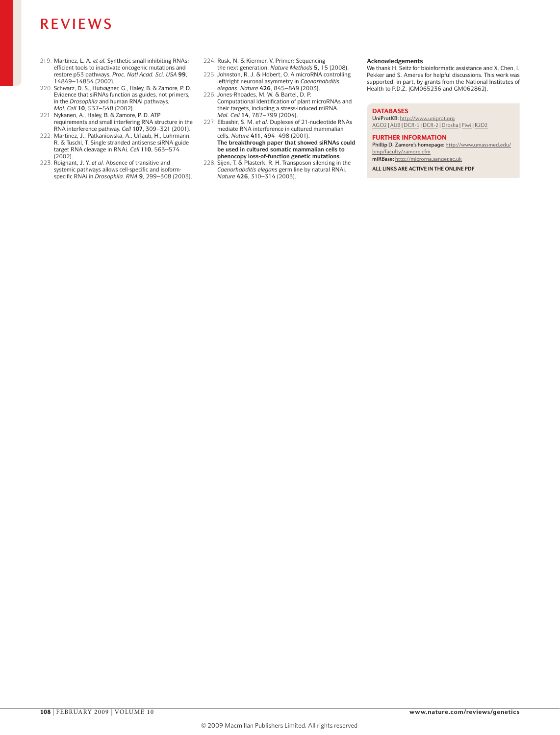219. Martinez, L. A. *et al.* Synthetic small inhibiting RNAs: efficient tools to inactivate oncogenic mutations and restore p53 pathways. *Proc. Natl Acad. Sci. USA* **99**, 14849–14854 (2002).
220. Schwarz, D. S., Hutvagner, G., Haley, B. & Zamore, P. D. Evidence that siRNAs function as guides, not primers, in the *Drosophila* and human RNAi pathways. *Mol. Cell* **10**, 537–548 (2002).
221. Nykanen, A., Haley, B. & Zamore, P. D. ATP requirements and small interfering RNA structure in the RNA interference pathway. *Cell* **107**, 309–321 (2001).
222. Martinez, J., Patkaniowska, A., Urlaub, H., Lührmann, R. & Tuschl, T. Single stranded antisense siRNA guide target RNA cleavage in RNAi. *Cell* **110**, 563–574 (2002).
223. Roignant, J. Y. *et al.* Absence of transitive and systemic pathways allows cell-specific and isoform-specific RNAi in *Drosophila*. *RNA* **9**, 299–308 (2003).
224. Rusk, N. & Kiermer, V. Primer: Sequencing — the next generation. *Nature Methods* **5**, 15 (2008).
225. Johnston, R. J. & Hobert, O. A microRNA controlling left/right neuronal asymmetry in *Caenorhabditis elegans*. *Nature* **426**, 845–849 (2003).
226. Jones-Rhoades, M. W. & Bartel, D. P. Computational identification of plant microRNAs and their targets, including a stress-induced miRNA. *Mol. Cell* **14**, 787–799 (2004).
227. Elbashir, S. M. *et al.* Duplexes of 21-nucleotide RNAs mediate RNA interference in cultured mammalian cells. *Nature* **411**, 494–498 (2001).
**The breakthrough paper that showed siRNAs could be used in cultured somatic mammalian cells to phenocopy loss-of-function genetic mutations.**
228. Sijen, T. & Plasterk, R. H. Transposon silencing in the *Caenorhabditis elegans* germ line by natural RNAi. *Nature* **426**, 310–314 (2003).

### Acknowledgements

We thank H. Seitz for bioinformatic assistance and X. Chen, I. Pekker and S. Ameres for helpful discussions. This work was supported, in part, by grants from the National Institutes of Health to P.D.Z. (GM065236 and GM062862).

### DATABASES

**UniProtKB:** http://www.uniprot.org
AGO2 | AUB | DCR-1 | DCR-2 | Drosha | Piwi | R2D2

### FURTHER INFORMATION

**Phillip D. Zamore's homepage:** http://www.umassmed.edu/bmp/faculty/zamore.cfm
**miRBase:** http://microrna.sanger.ac.uk

**ALL LINKS ARE ACTIVE IN THE ONLINE PDF**